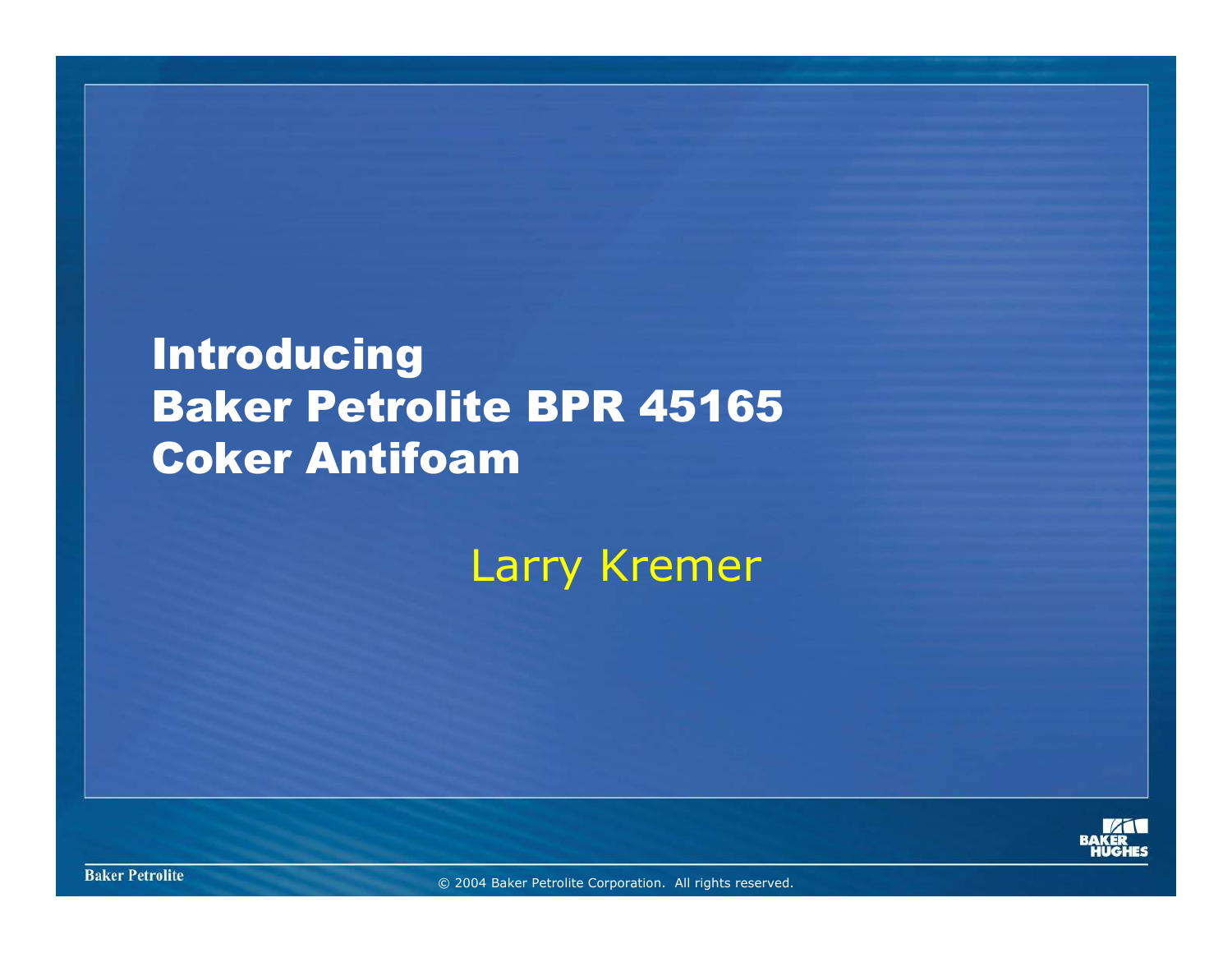# Introducing Baker Petrolite BPR 45165 Coker Antifoam

Larry Kremer

© 2004 Baker Petrolite Corporation. All rights reserved.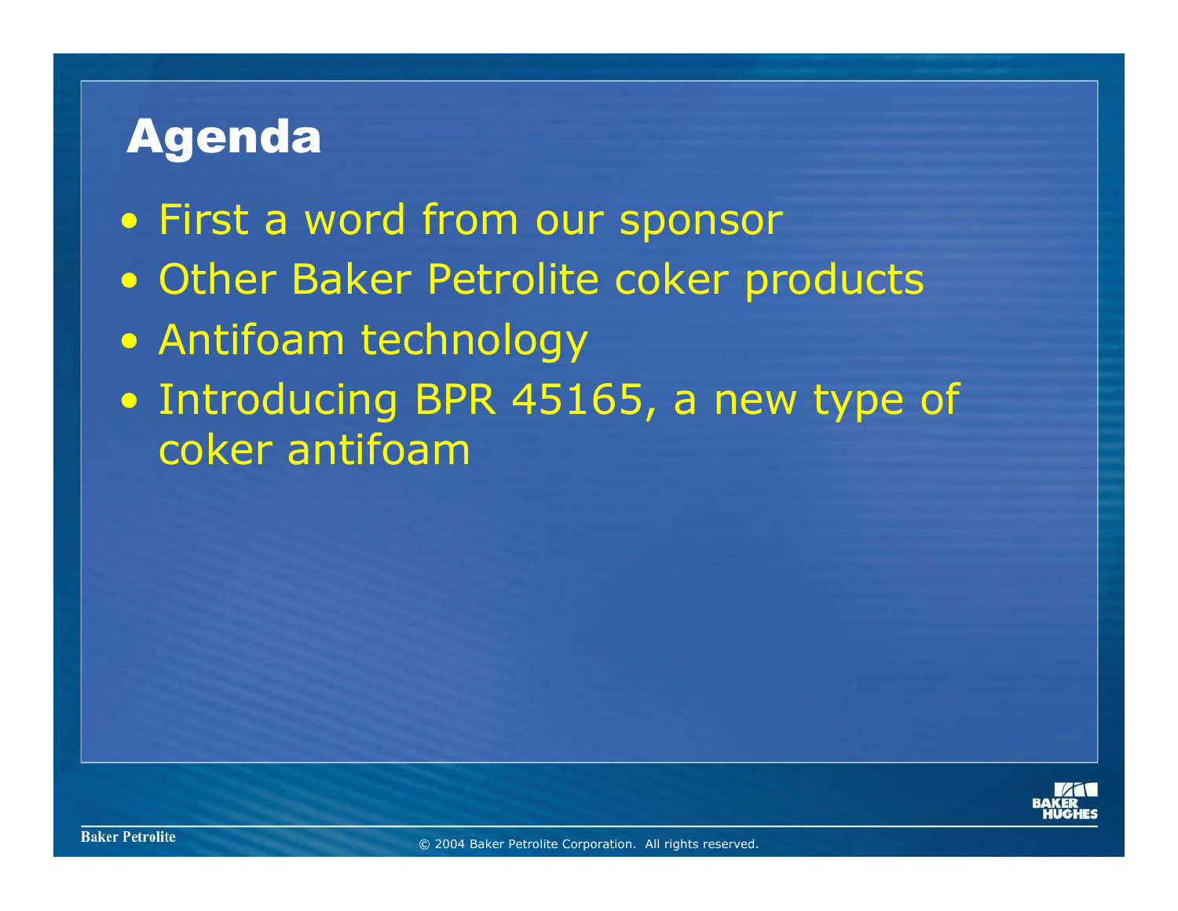# Agenda

- First a word from our sponsor
- Other Baker Petrolite coker products
- Antifoam technology
- Introducing BPR 45165, a new type of coker antifoam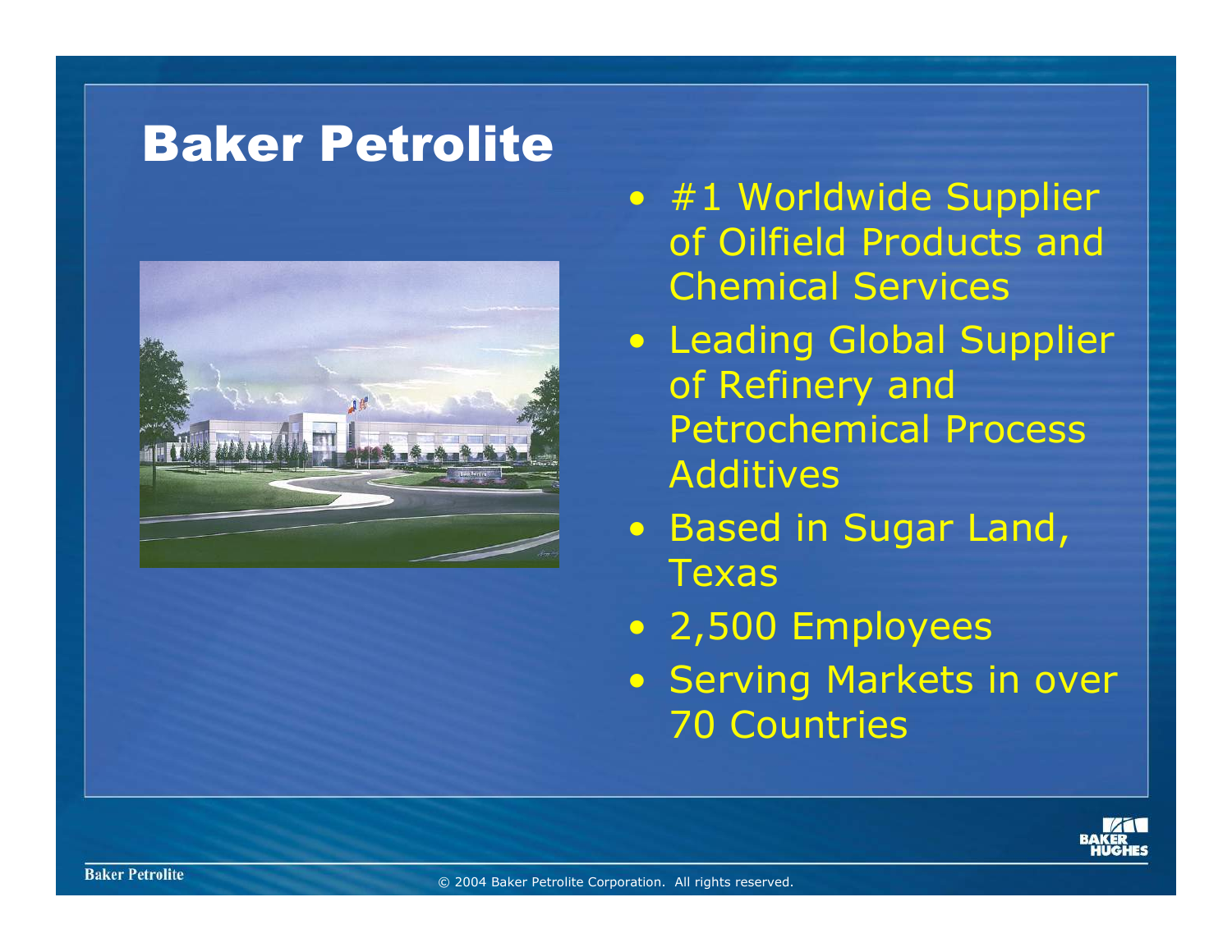# Baker Petrolite

- #1 Worldwide Supplier of Oilfield Products and Chemical Services
- Leading Global Supplier of Refinery and Petrochemical Process Additives
- Based in Sugar Land, Texas
- 2,500 Employees
- Serving Markets in over 70 Countries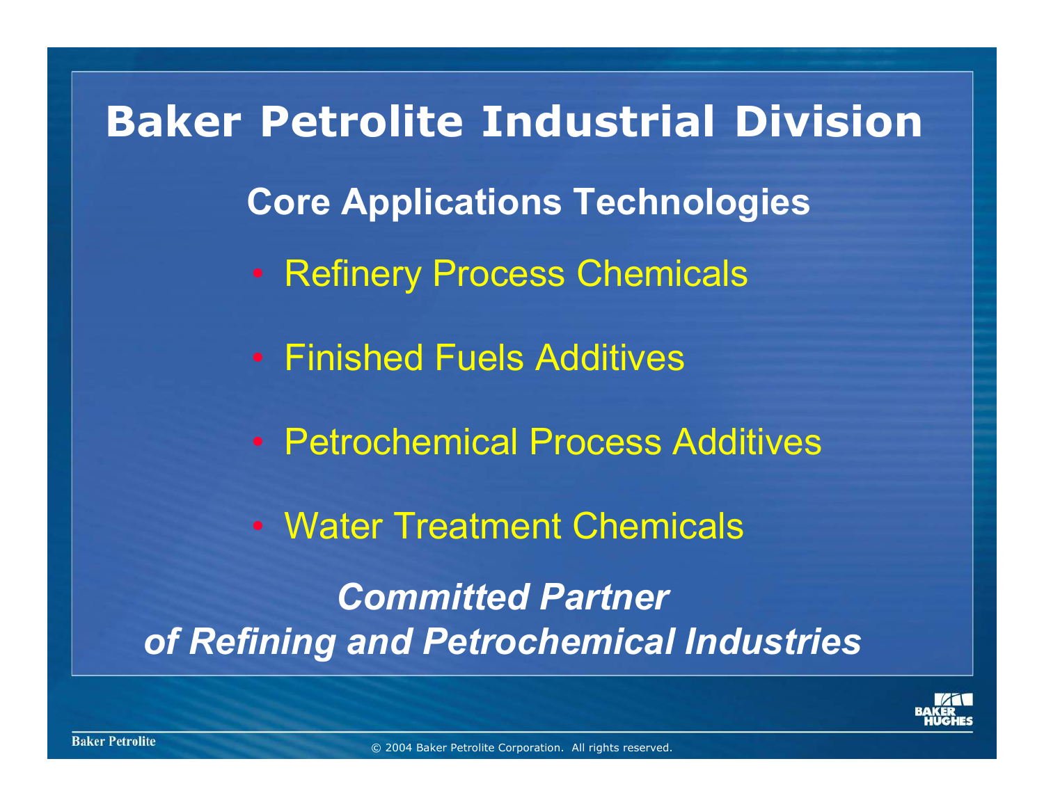# Baker Petrolite Industrial Division

## Core Applications Technologies

- Refinery Process Chemicals
- Finished Fuels Additives
- Petrochemical Process Additives
- Water Treatment Chemicals

***Committed Partner of Refining and Petrochemical Industries***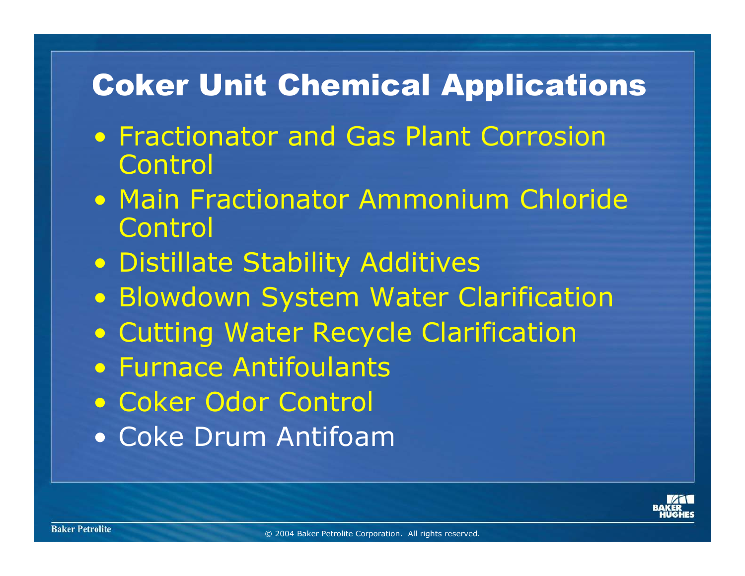# Coker Unit Chemical Applications

- Fractionator and Gas Plant Corrosion Control
- Main Fractionator Ammonium Chloride Control
- Distillate Stability Additives
- Blowdown System Water Clarification
- Cutting Water Recycle Clarification
- Furnace Antifoulants
- Coker Odor Control
- Coke Drum Antifoam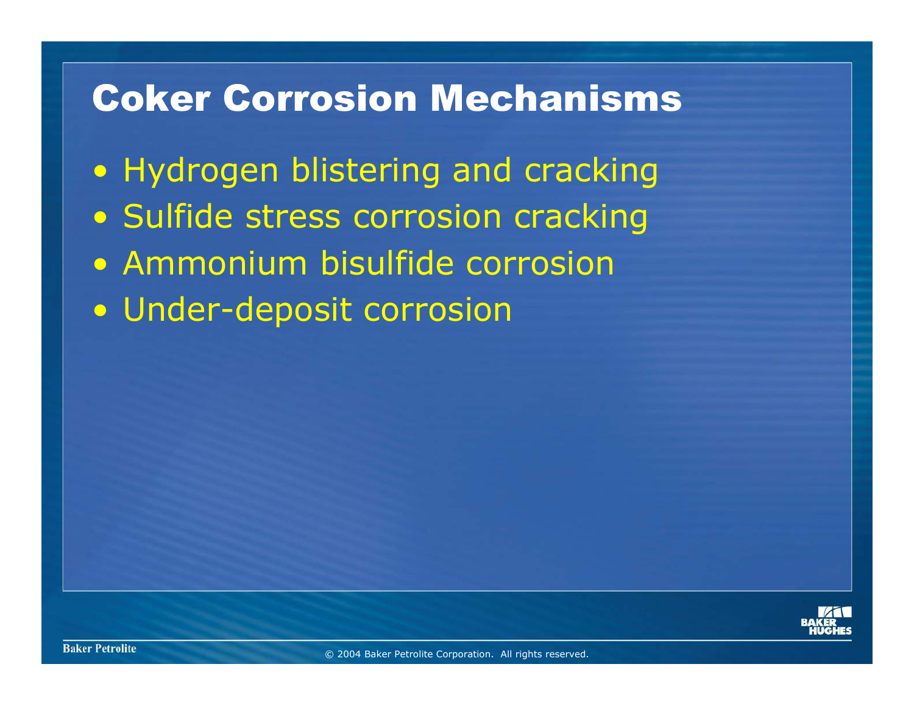# Coker Corrosion Mechanisms

- Hydrogen blistering and cracking
- Sulfide stress corrosion cracking
- Ammonium bisulfide corrosion
- Under-deposit corrosion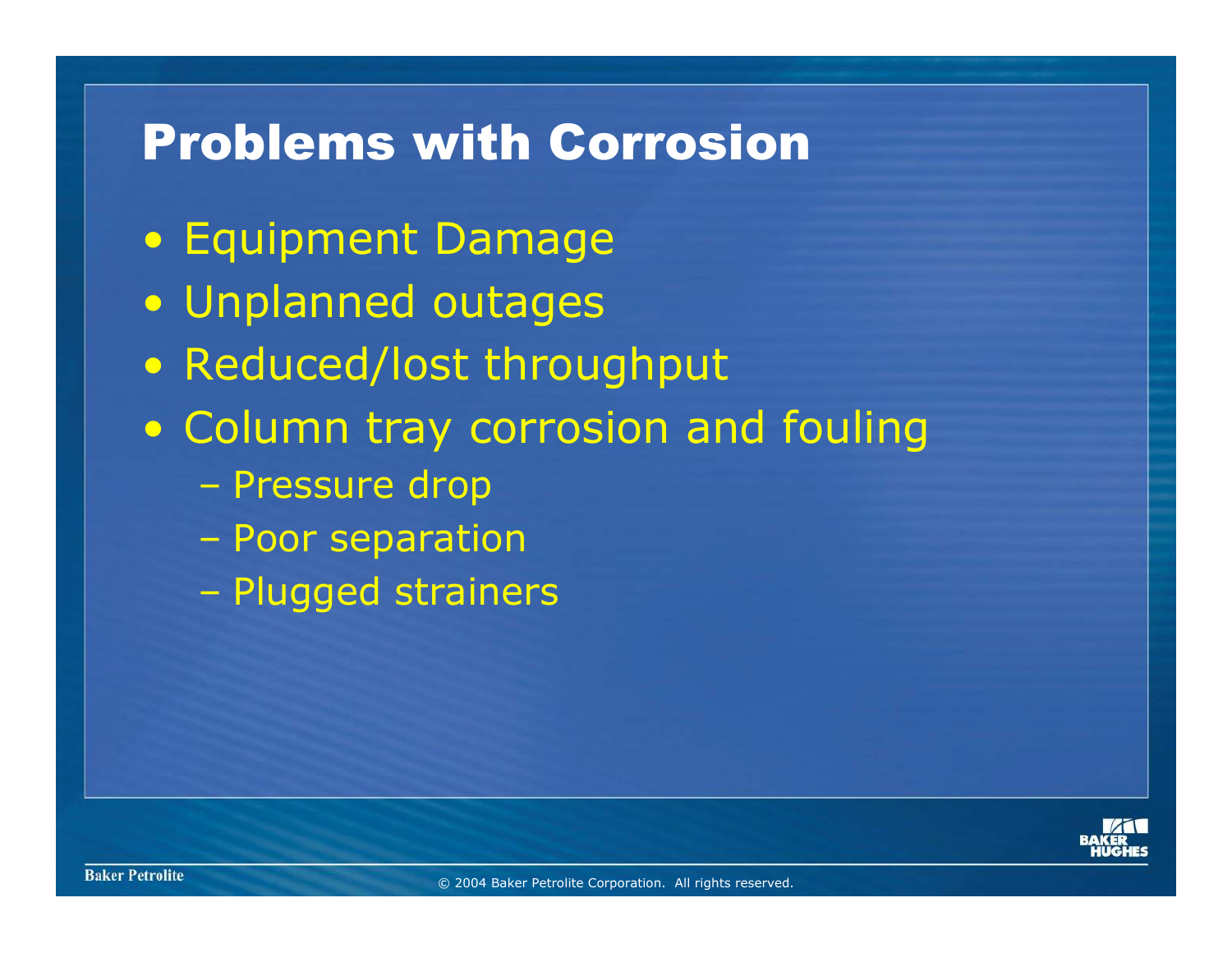# Problems with Corrosion

- Equipment Damage
- Unplanned outages
- Reduced/lost throughput
- Column tray corrosion and fouling
  - Pressure drop
  - Poor separation
  - Plugged strainers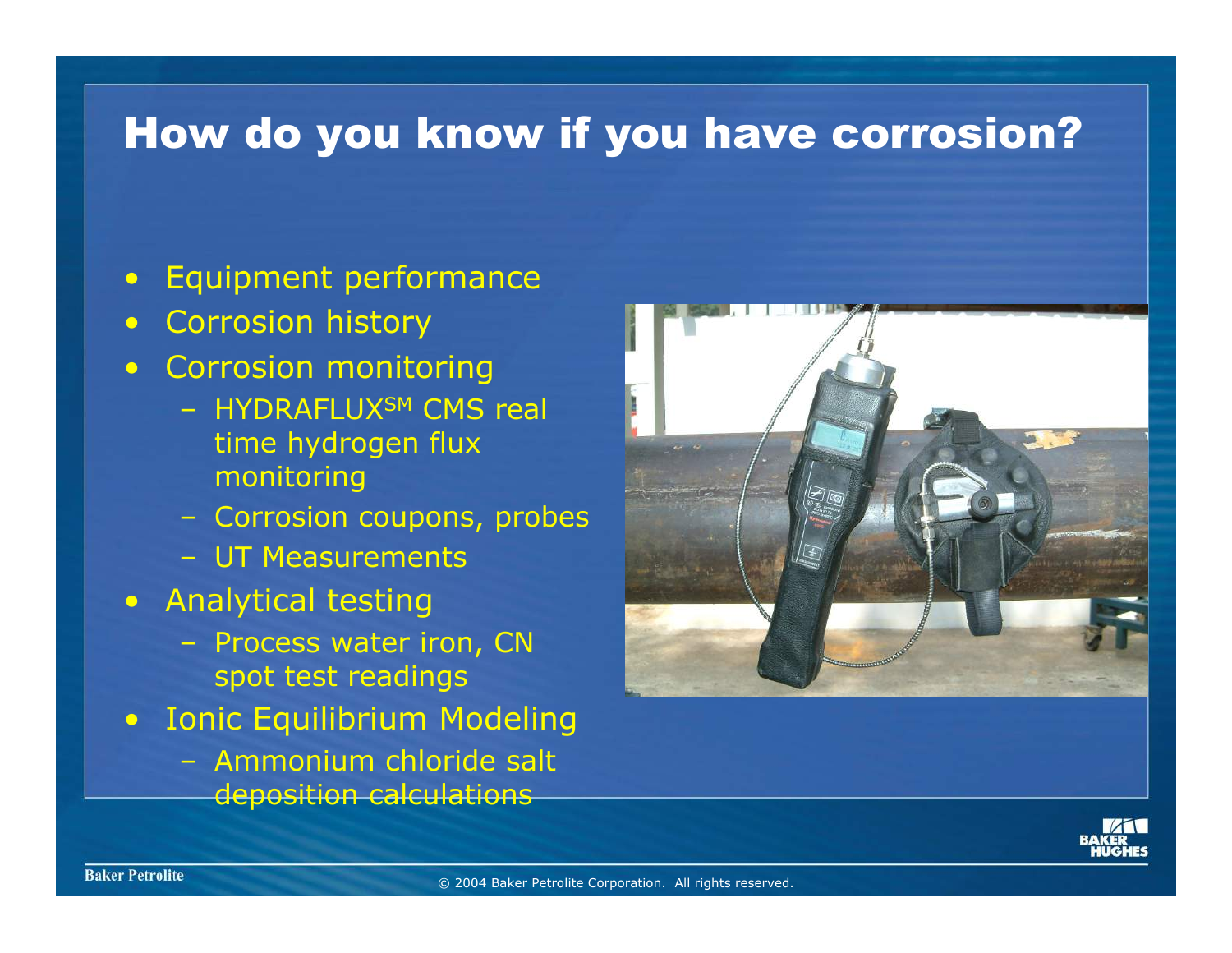# How do you know if you have corrosion?

- Equipment performance
- Corrosion history
- Corrosion monitoring
  - HYDRAFLUX[SM] CMS real time hydrogen flux monitoring
  - Corrosion coupons, probes
  - UT Measurements
- Analytical testing
  - Process water iron, CN spot test readings
- Ionic Equilibrium Modeling
  - Ammonium chloride salt deposition calculations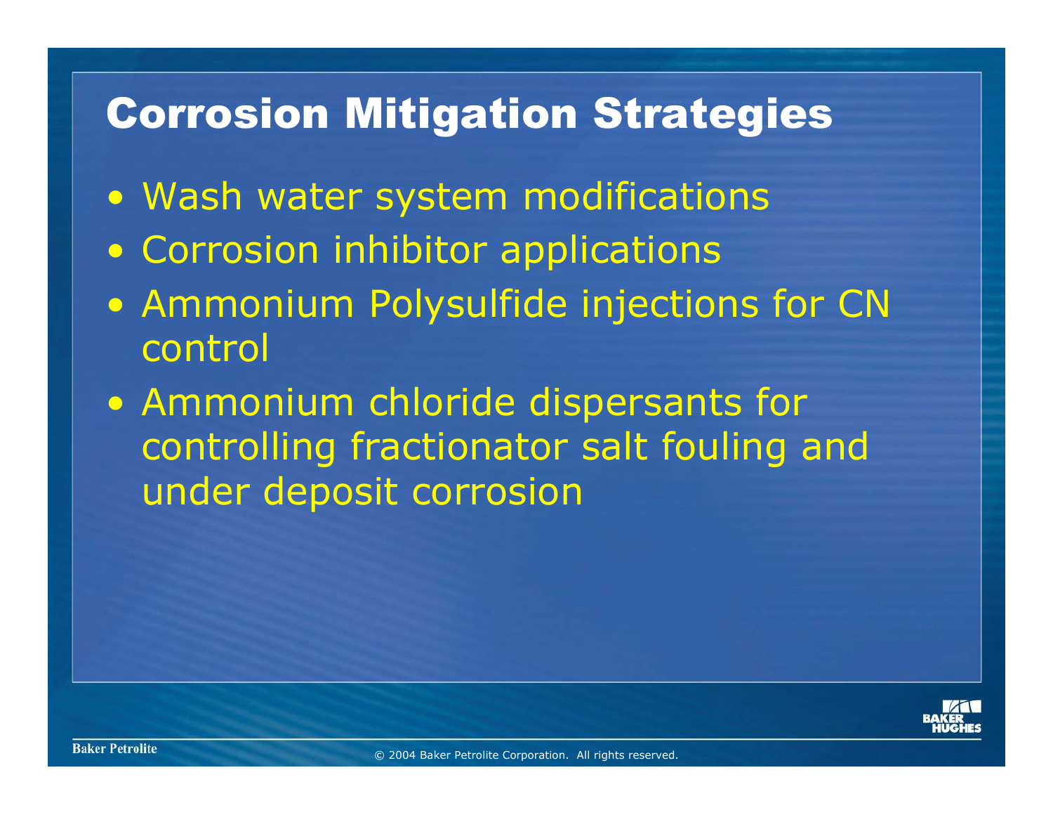# Corrosion Mitigation Strategies

- Wash water system modifications
- Corrosion inhibitor applications
- Ammonium Polysulfide injections for CN control
- Ammonium chloride dispersants for controlling fractionator salt fouling and under deposit corrosion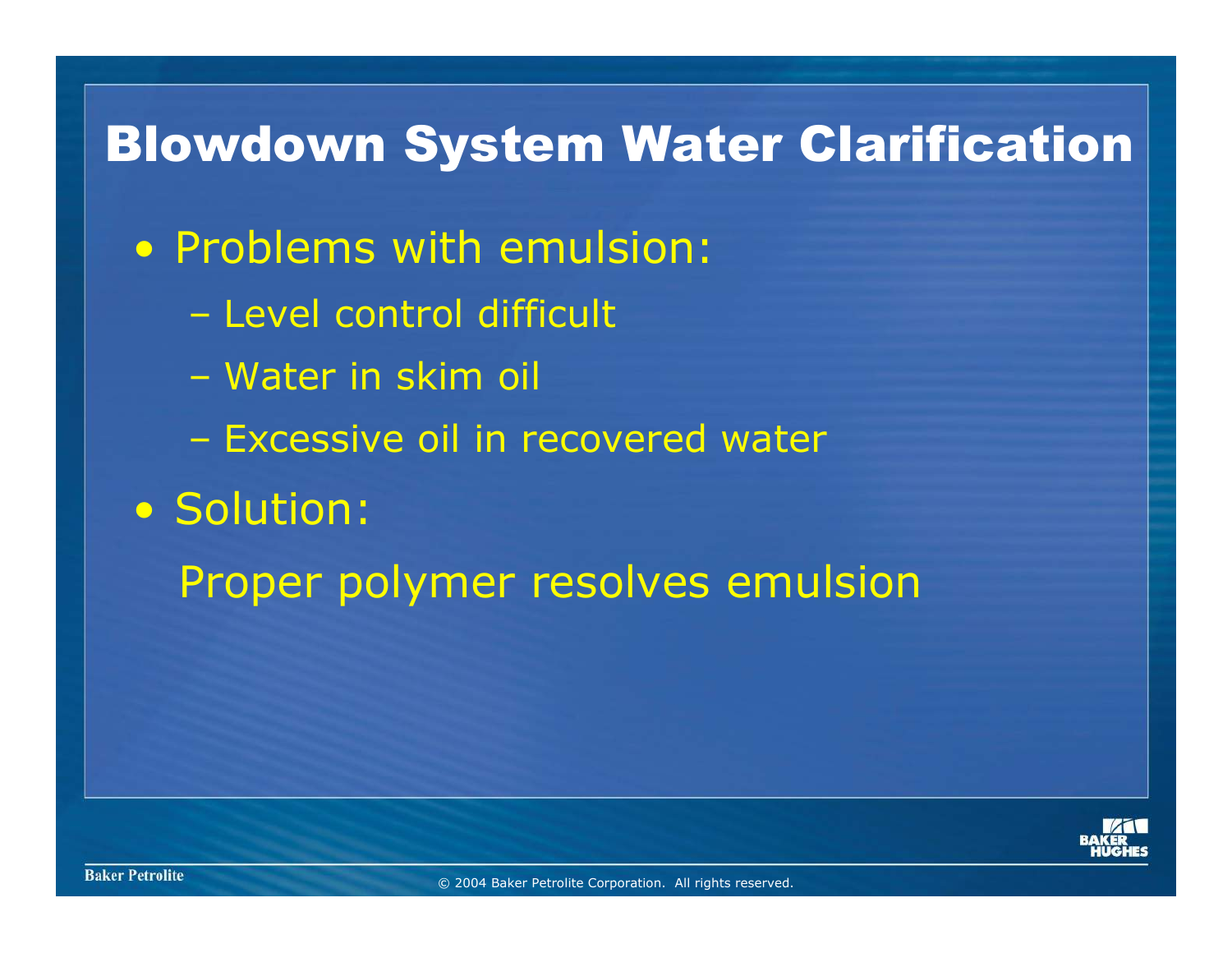# Blowdown System Water Clarification

- Problems with emulsion:
  - Level control difficult
  - Water in skim oil
  - Excessive oil in recovered water
- Solution:

  Proper polymer resolves emulsion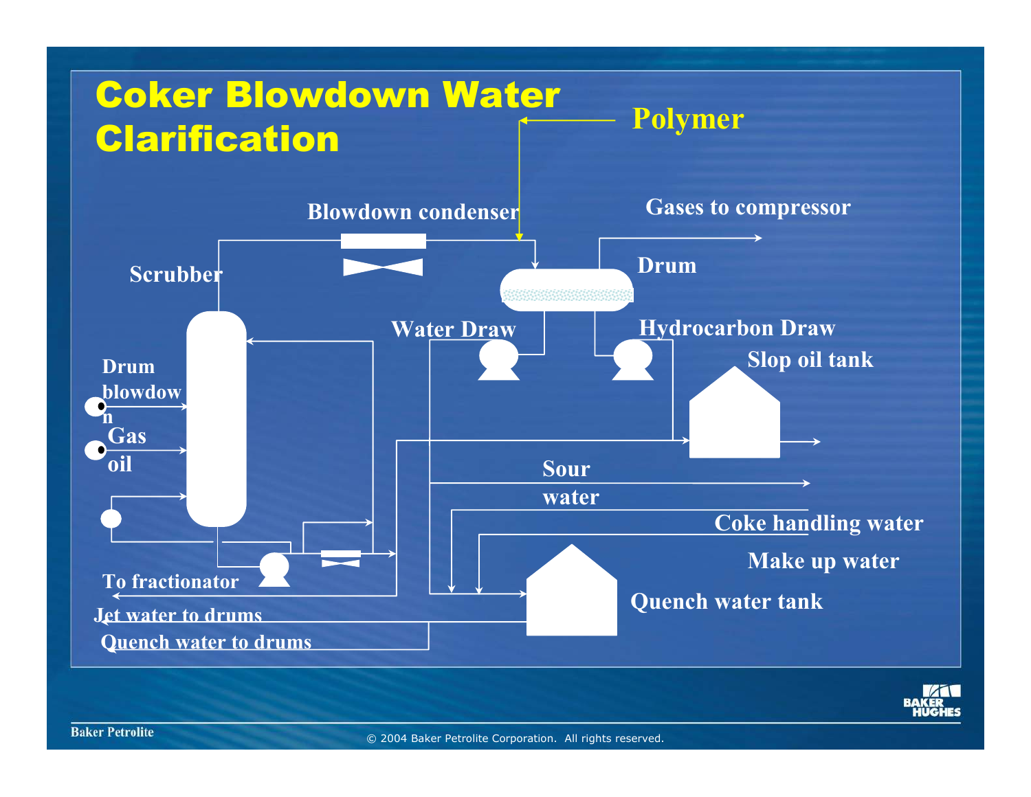# Coker Blowdown Water Clarification

Polymer

Blowdown condenser

Gases to compressor

Scrubber

Drum

Water Draw

Hydrocarbon Draw

Slop oil tank

Drum blowdown

Gas oil

Sour water

Coke handling water

Make up water

To fractionator

Quench water tank

Jet water to drums

Quench water to drums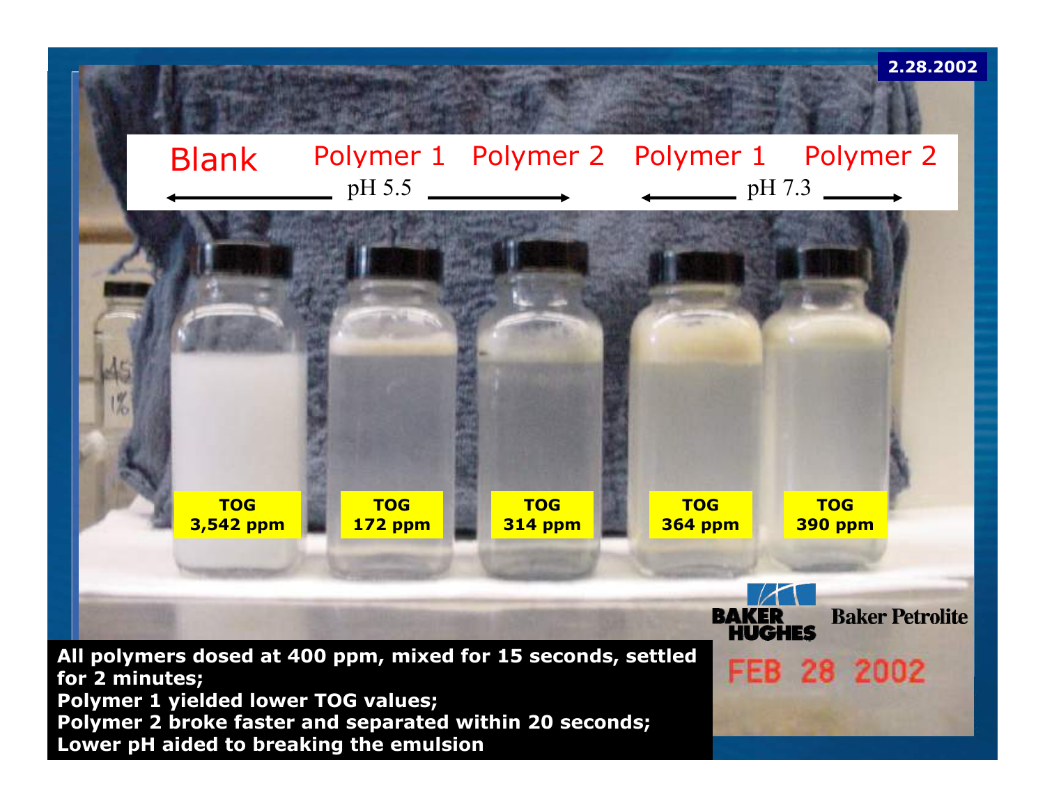2.28.2002

| Blank | Polymer 1 | Polymer 2 | Polymer 1 | Polymer 2 |
|---|---|---|---|---|
| pH 5.5 | pH 5.5 | pH 5.5 | pH 7.3 | pH 7.3 |
| TOG 3,542 ppm | TOG 172 ppm | TOG 314 ppm | TOG 364 ppm | TOG 390 ppm |

**All polymers dosed at 400 ppm, mixed for 15 seconds, settled for 2 minutes;**
**Polymer 1 yielded lower TOG values;**
**Polymer 2 broke faster and separated within 20 seconds;**
**Lower pH aided to breaking the emulsion**

BAKER HUGHES Baker Petrolite

FEB 28 2002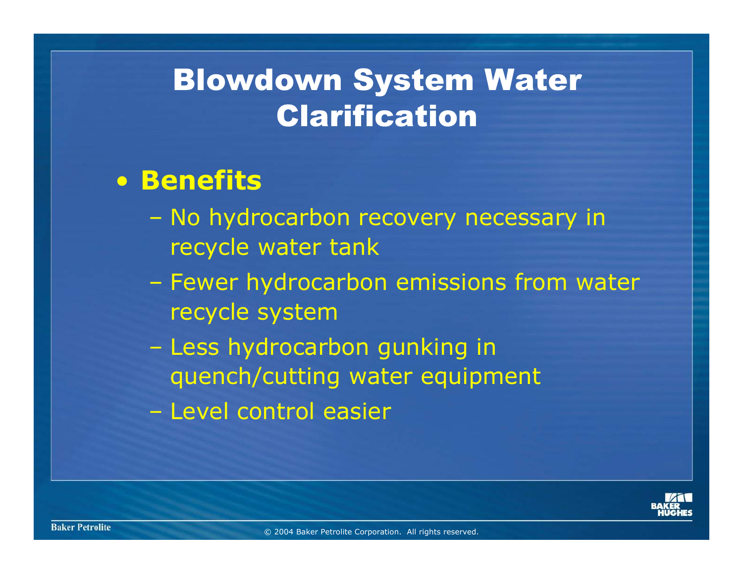# Blowdown System Water Clarification

- **Benefits**
  - No hydrocarbon recovery necessary in recycle water tank
  - Fewer hydrocarbon emissions from water recycle system
  - Less hydrocarbon gunking in quench/cutting water equipment
  - Level control easier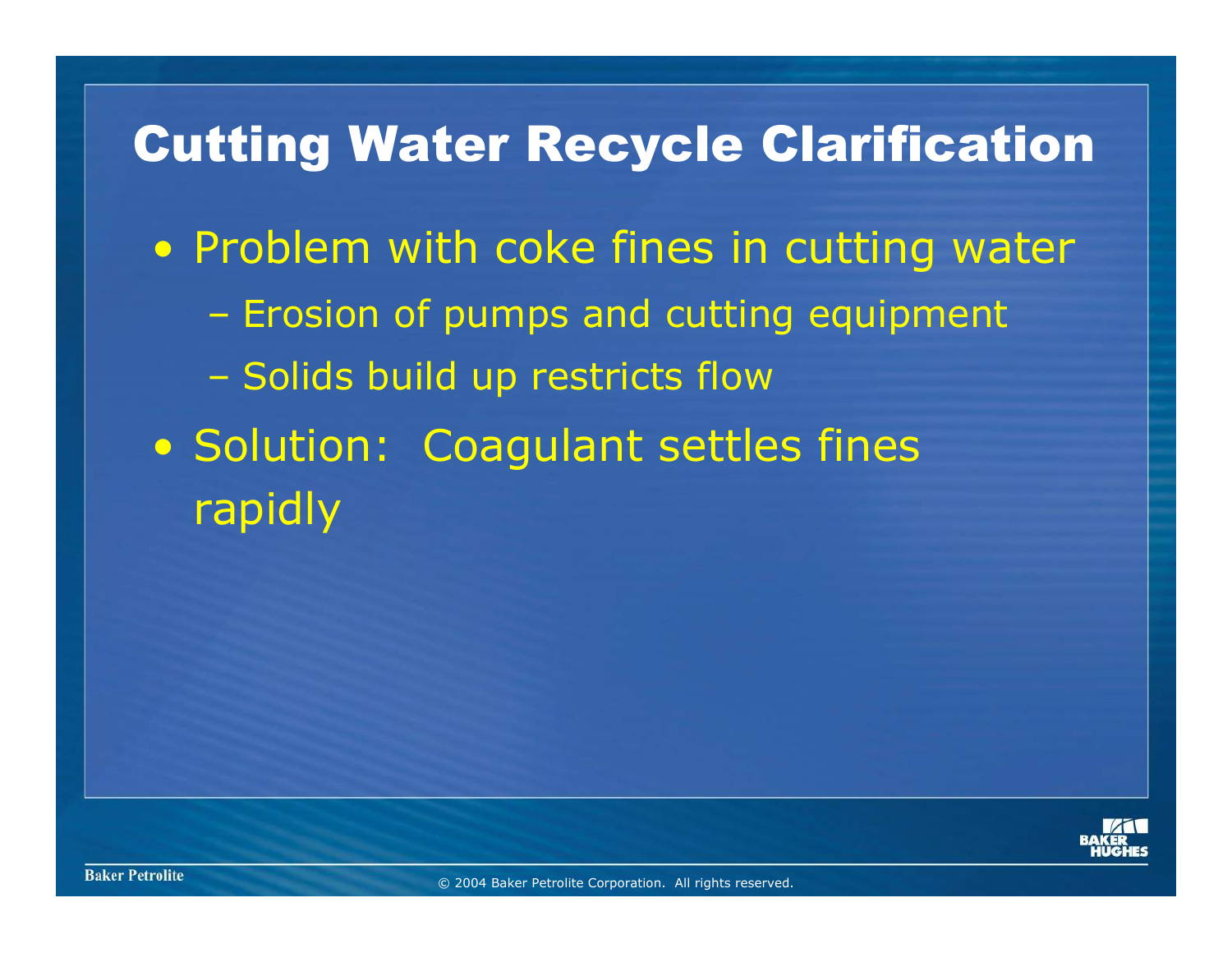# Cutting Water Recycle Clarification

- Problem with coke fines in cutting water
  - Erosion of pumps and cutting equipment
  - Solids build up restricts flow
- Solution: Coagulant settles fines rapidly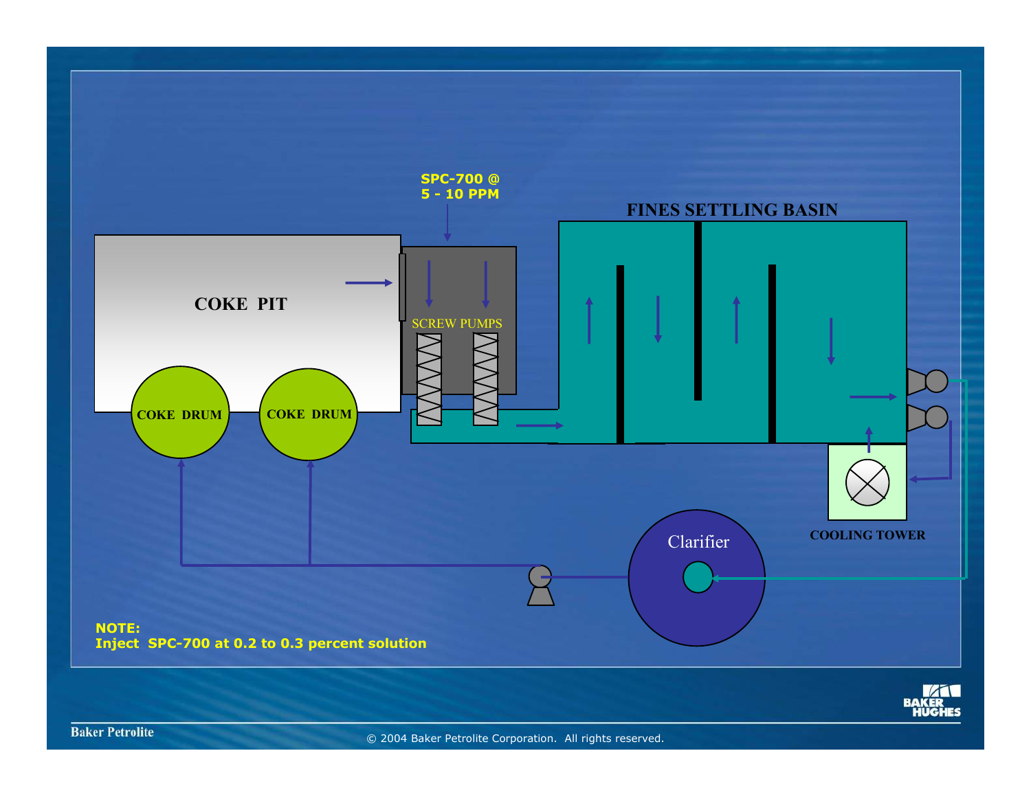SPC-700 @
5 - 10 PPM

FINES SETTLING BASIN

COKE PIT

SCREW PUMPS

COKE DRUM

COKE DRUM

COOLING TOWER

Clarifier

**NOTE:**
**Inject SPC-700 at 0.2 to 0.3 percent solution**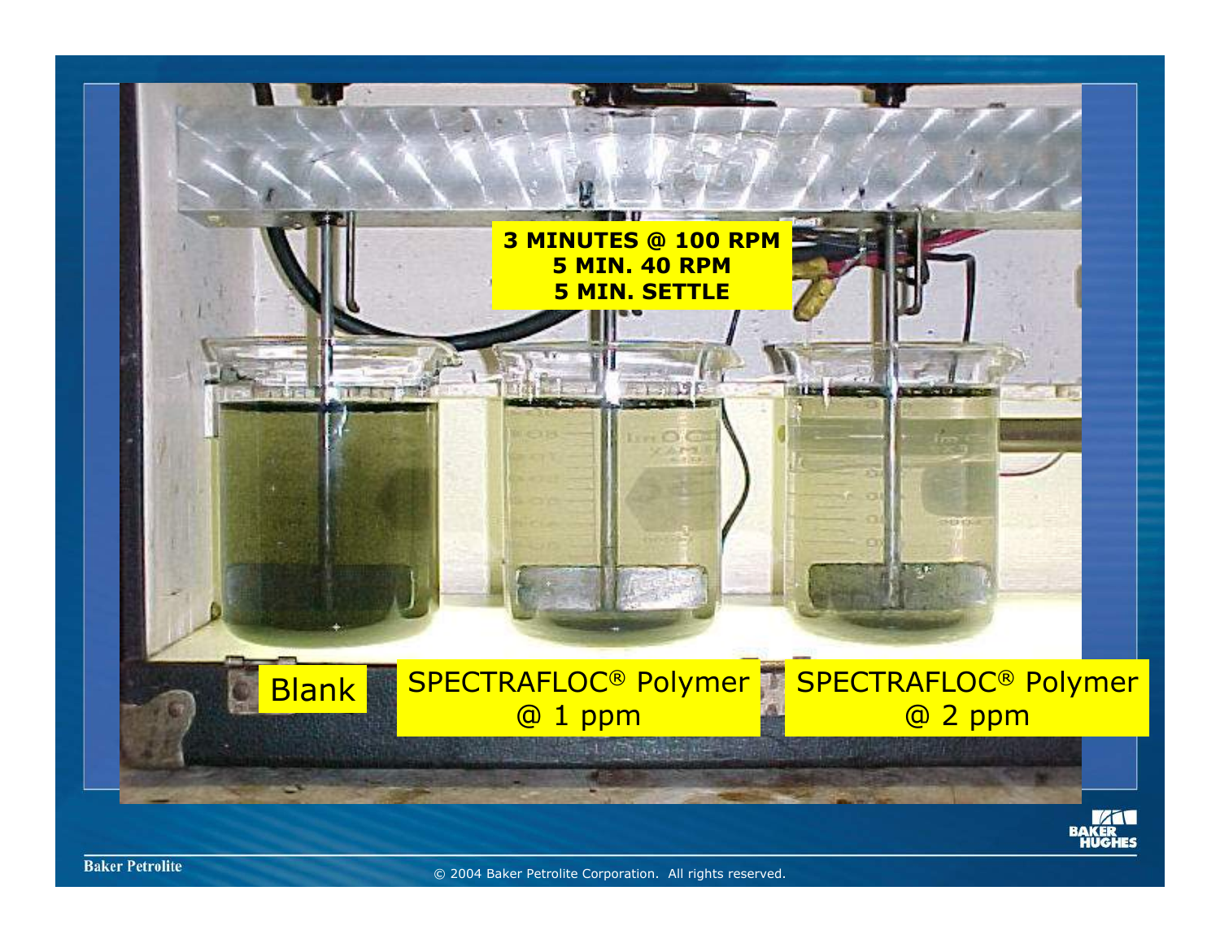3 MINUTES @ 100 RPM
5 MIN. 40 RPM
5 MIN. SETTLE

Blank

SPECTRAFLOC® Polymer @ 1 ppm

SPECTRAFLOC® Polymer @ 2 ppm

© 2004 Baker Petrolite Corporation. All rights reserved.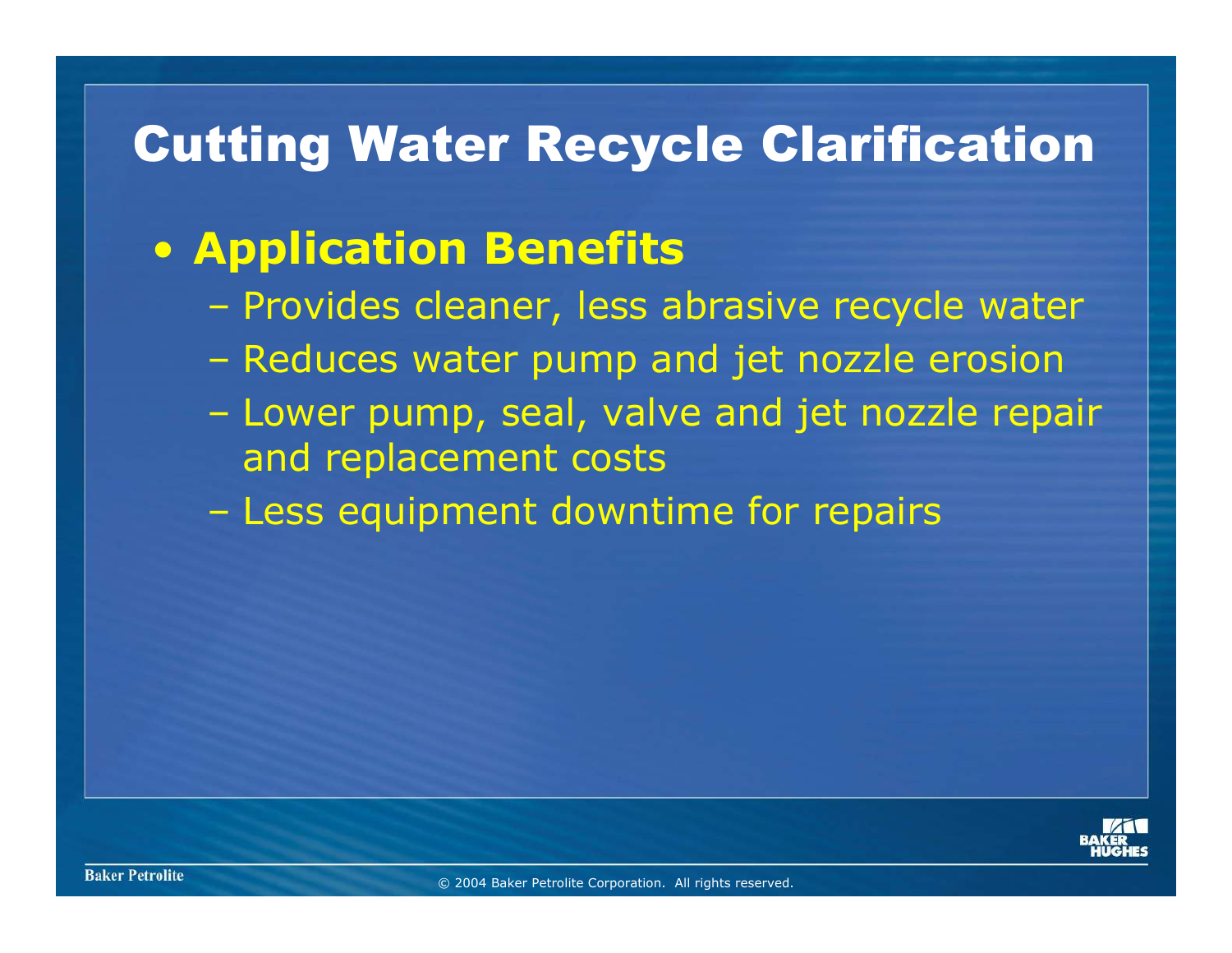# Cutting Water Recycle Clarification

- **Application Benefits**
  - Provides cleaner, less abrasive recycle water
  - Reduces water pump and jet nozzle erosion
  - Lower pump, seal, valve and jet nozzle repair and replacement costs
  - Less equipment downtime for repairs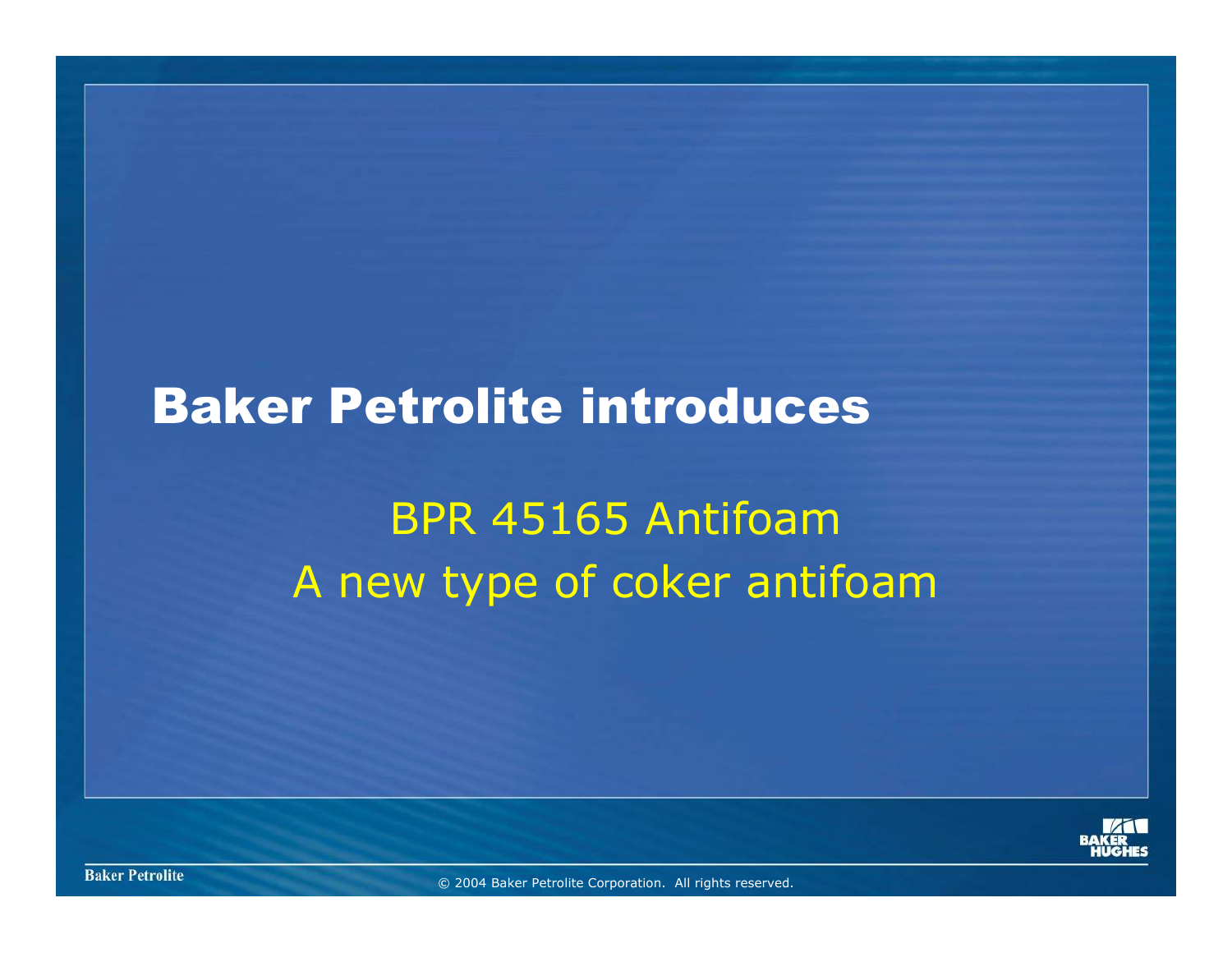# Baker Petrolite introduces

BPR 45165 Antifoam

A new type of coker antifoam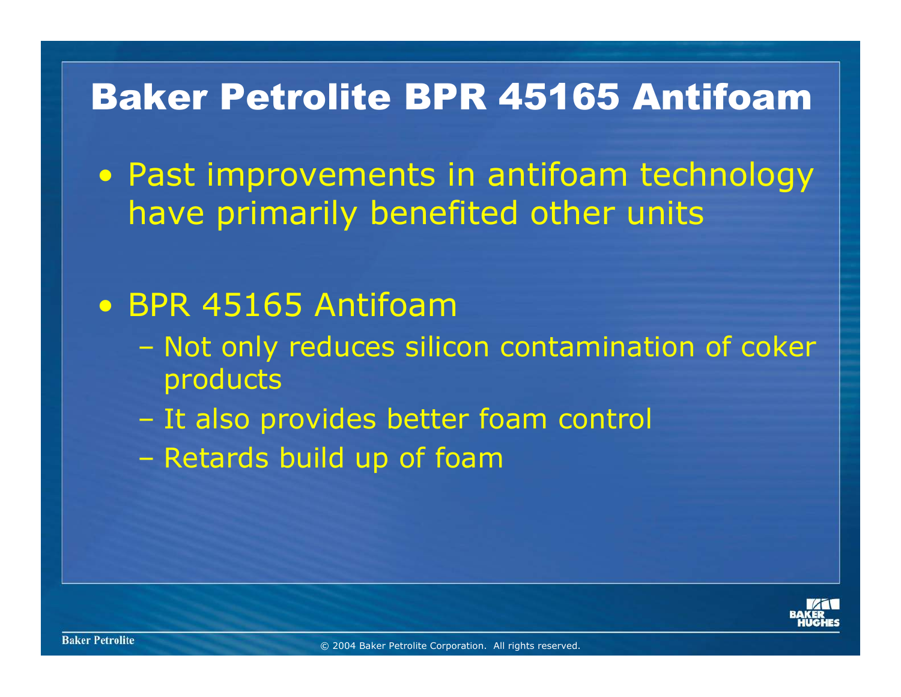# Baker Petrolite BPR 45165 Antifoam

- Past improvements in antifoam technology have primarily benefited other units
- BPR 45165 Antifoam
  - Not only reduces silicon contamination of coker products
  - It also provides better foam control
  - Retards build up of foam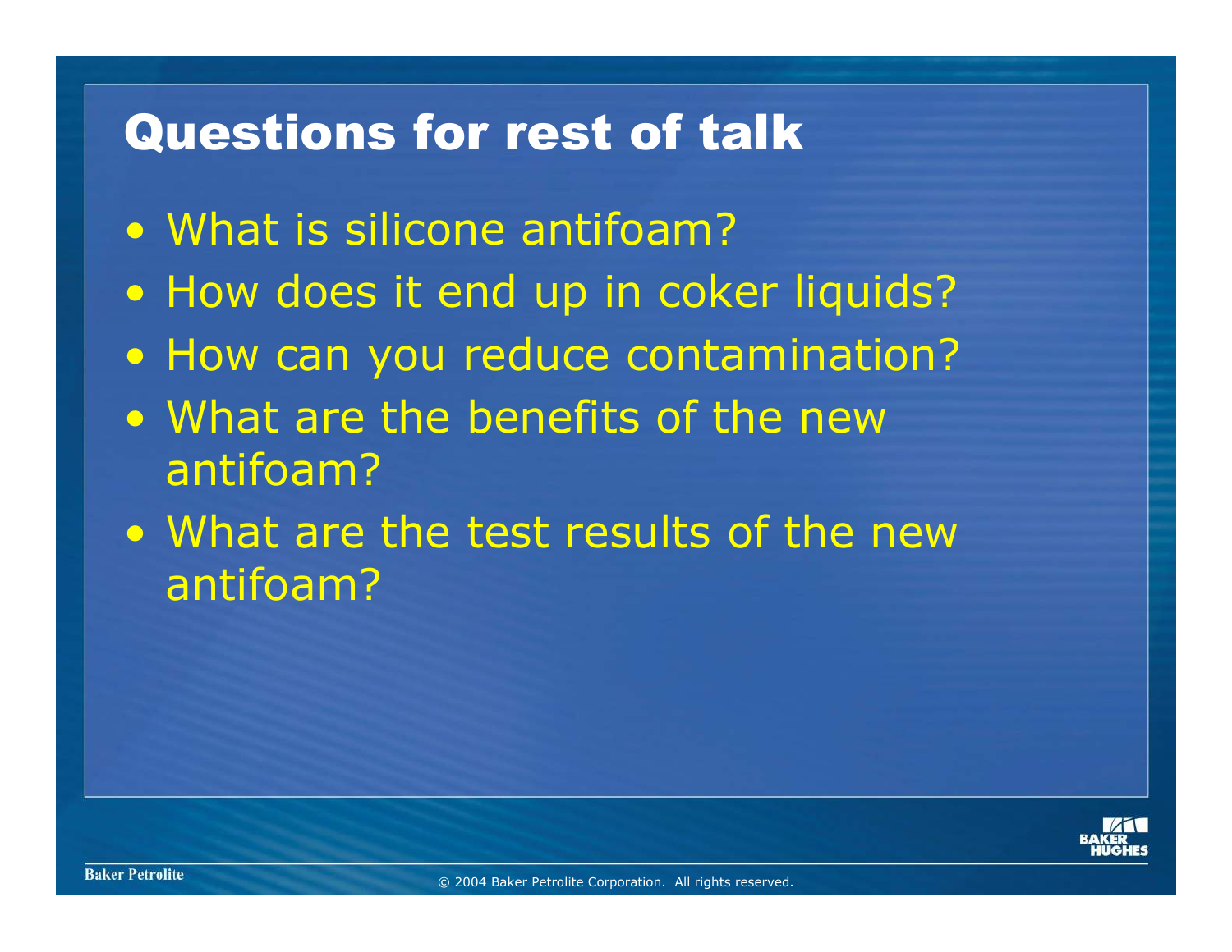# Questions for rest of talk

- What is silicone antifoam?
- How does it end up in coker liquids?
- How can you reduce contamination?
- What are the benefits of the new antifoam?
- What are the test results of the new antifoam?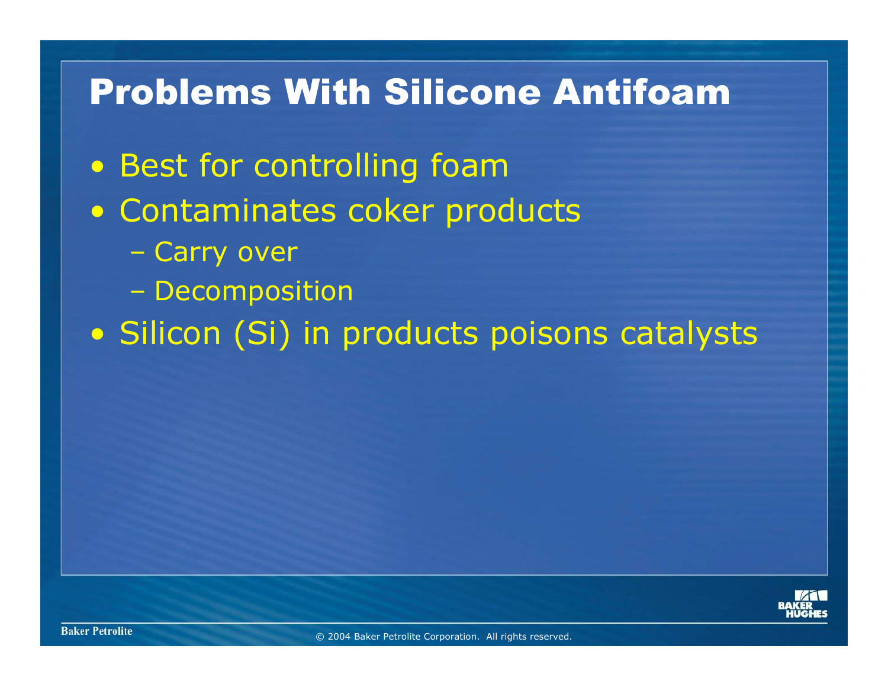# Problems With Silicone Antifoam

- Best for controlling foam
- Contaminates coker products
  - Carry over
  - Decomposition
- Silicon (Si) in products poisons catalysts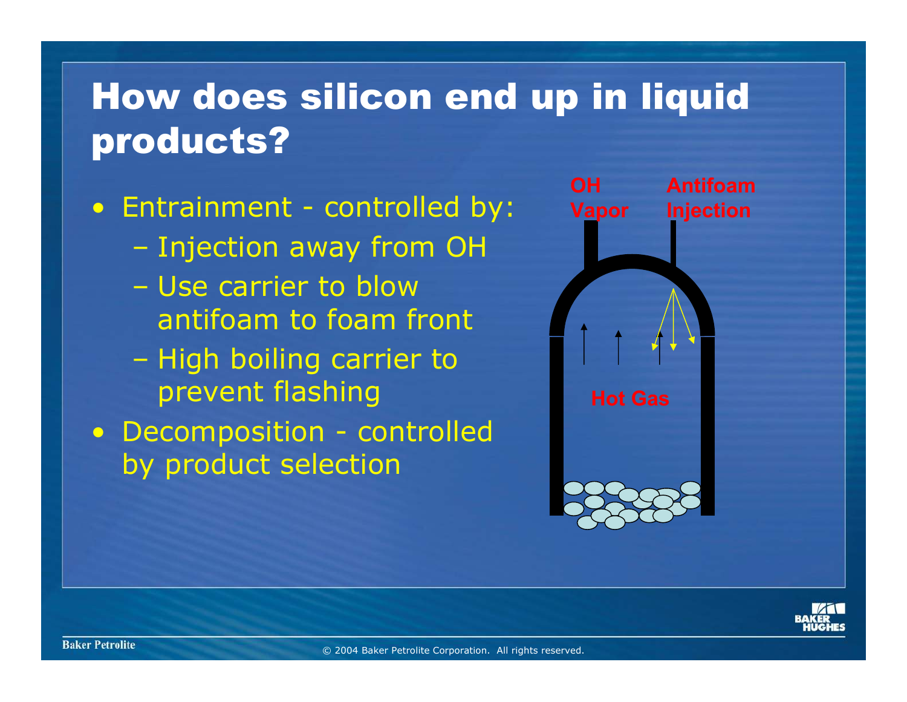# How does silicon end up in liquid products?

- Entrainment - controlled by:
  - Injection away from OH
  - Use carrier to blow antifoam to foam front
  - High boiling carrier to prevent flashing
- Decomposition - controlled by product selection

OH Vapor

Antifoam Injection

Hot Gas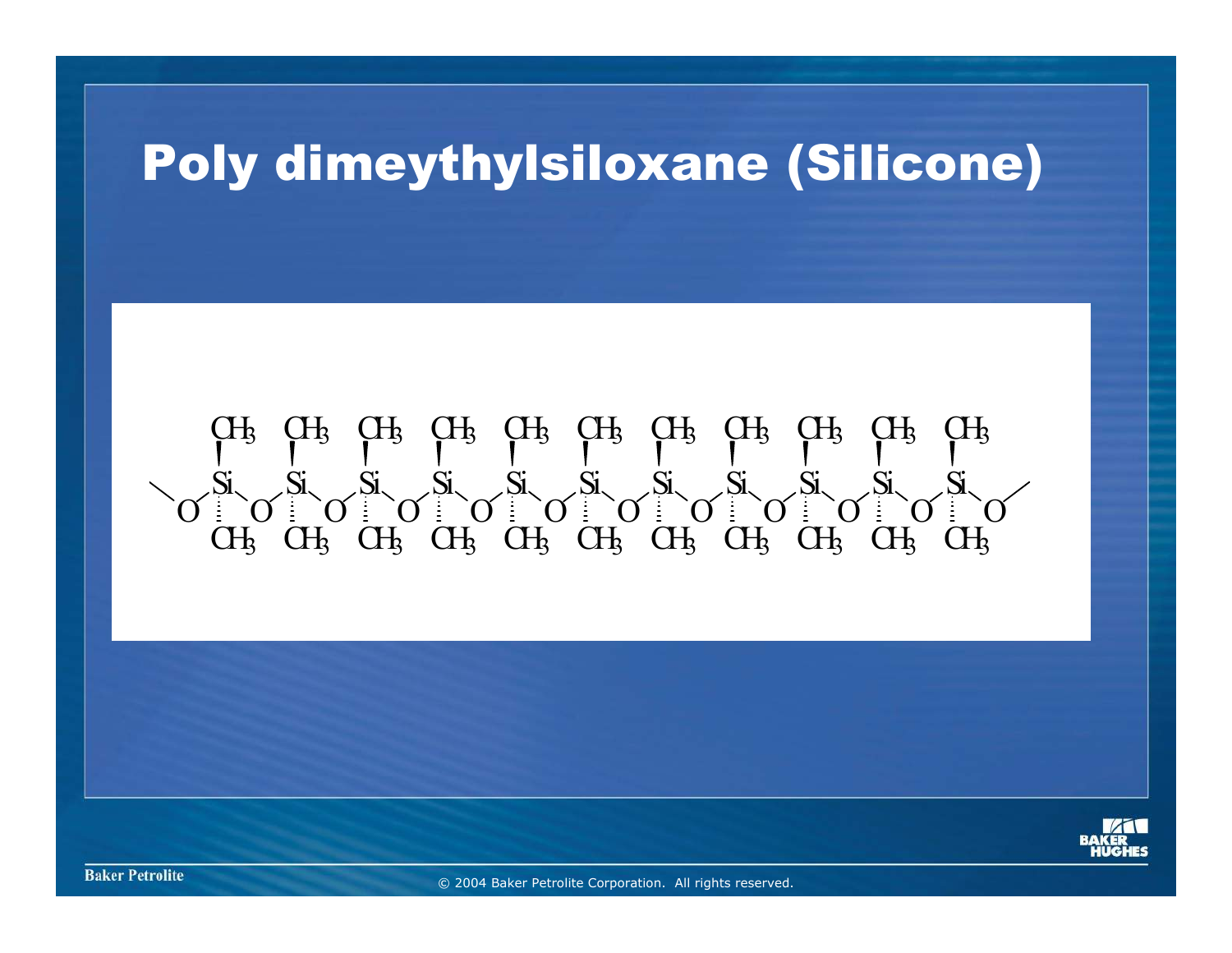# Poly dimeythylsiloxane (Silicone)

$$\cdots-O-\left[\begin{array}{c} CH_3 \\ | \\ Si \\ | \\ CH_3 \end{array}-O\right]_{11}-\cdots$$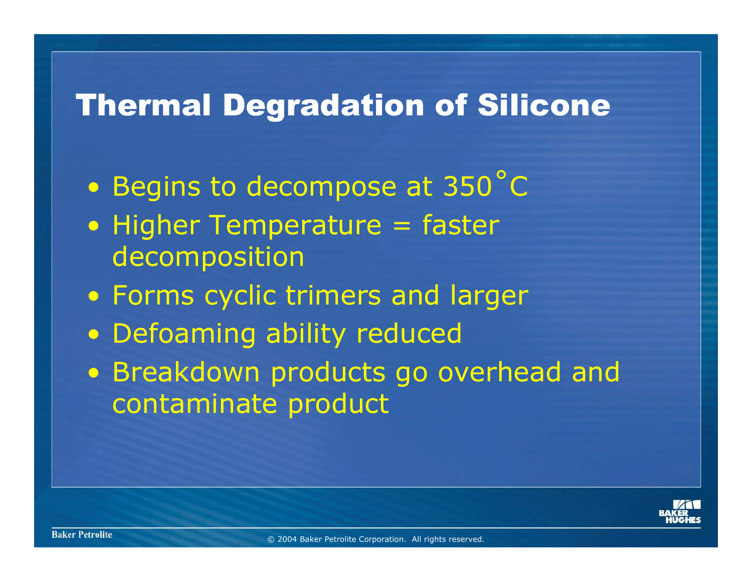# Thermal Degradation of Silicone

- Begins to decompose at 350˚C
- Higher Temperature = faster decomposition
- Forms cyclic trimers and larger
- Defoaming ability reduced
- Breakdown products go overhead and contaminate product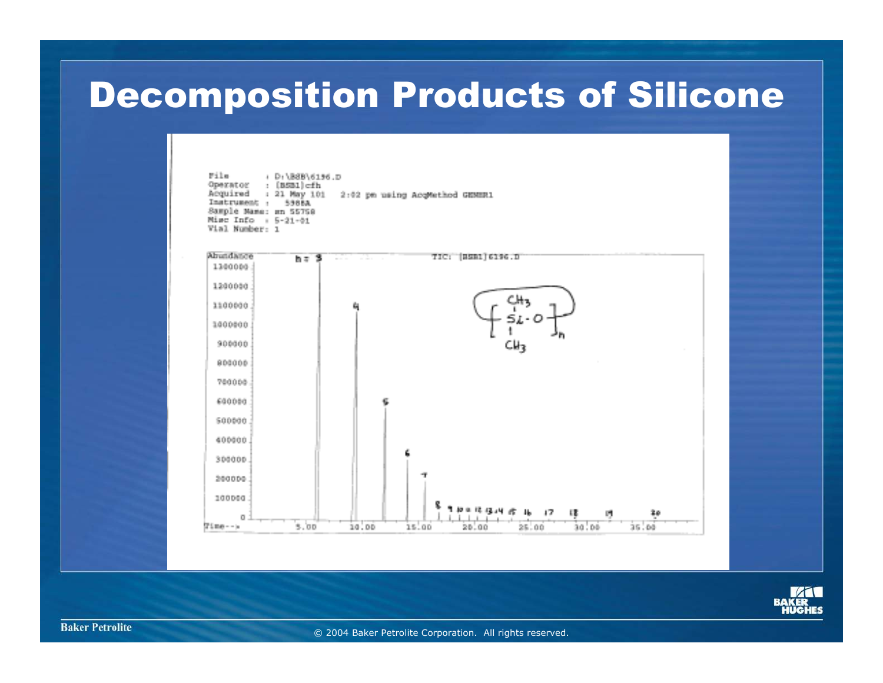# Decomposition Products of Silicone

File : D:\BSB\6196.D
Operator : [BSB1]cfh
Acquired : 21 May 101 2:02 pm using AcqMethod GENER1
Instrument : 5988A
Sample Name: sn 55758
Misc Info : 5-21-01
Vial Number: 1

TIC: [BSB1]6196.D

Abundance: 1300000, 1200000, 1100000, 1000000, 900000, 800000, 700000, 600000, 500000, 400000, 300000, 200000, 100000, 0

Time--> 5.00, 10.00, 15.00, 20.00, 25.00, 30.00, 35.00

Peaks labeled: n = 3, 4, 5, 6, 7, 8, 9, 10, 11, 12, 13, 14, 15, 16, 17, 18, 19, 20

$$\left[ Si(CH_3)_2 - O \right]_n$$ (cyclic)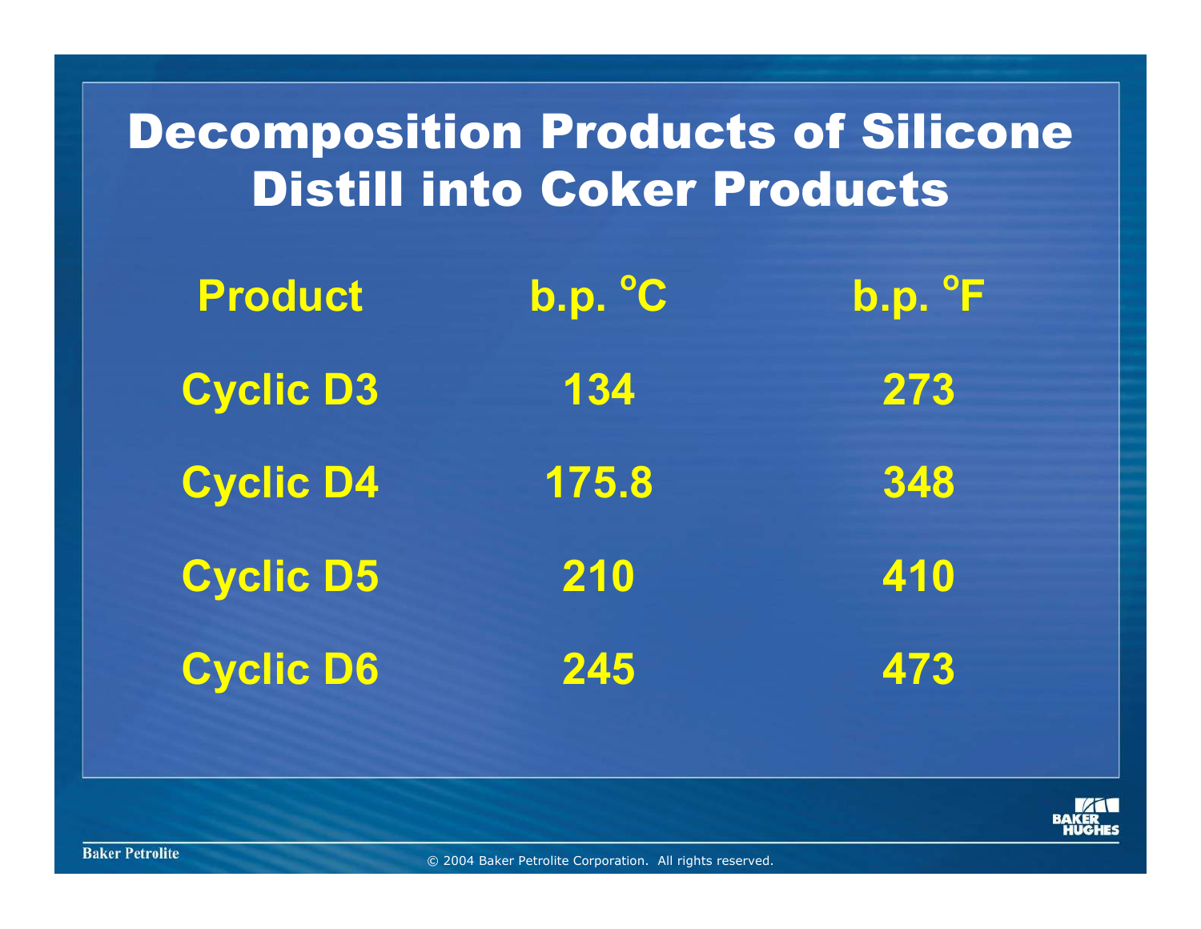# Decomposition Products of Silicone Distill into Coker Products

| Product | b.p. °C | b.p. °F |
|---|---|---|
| Cyclic D3 | 134 | 273 |
| Cyclic D4 | 175.8 | 348 |
| Cyclic D5 | 210 | 410 |
| Cyclic D6 | 245 | 473 |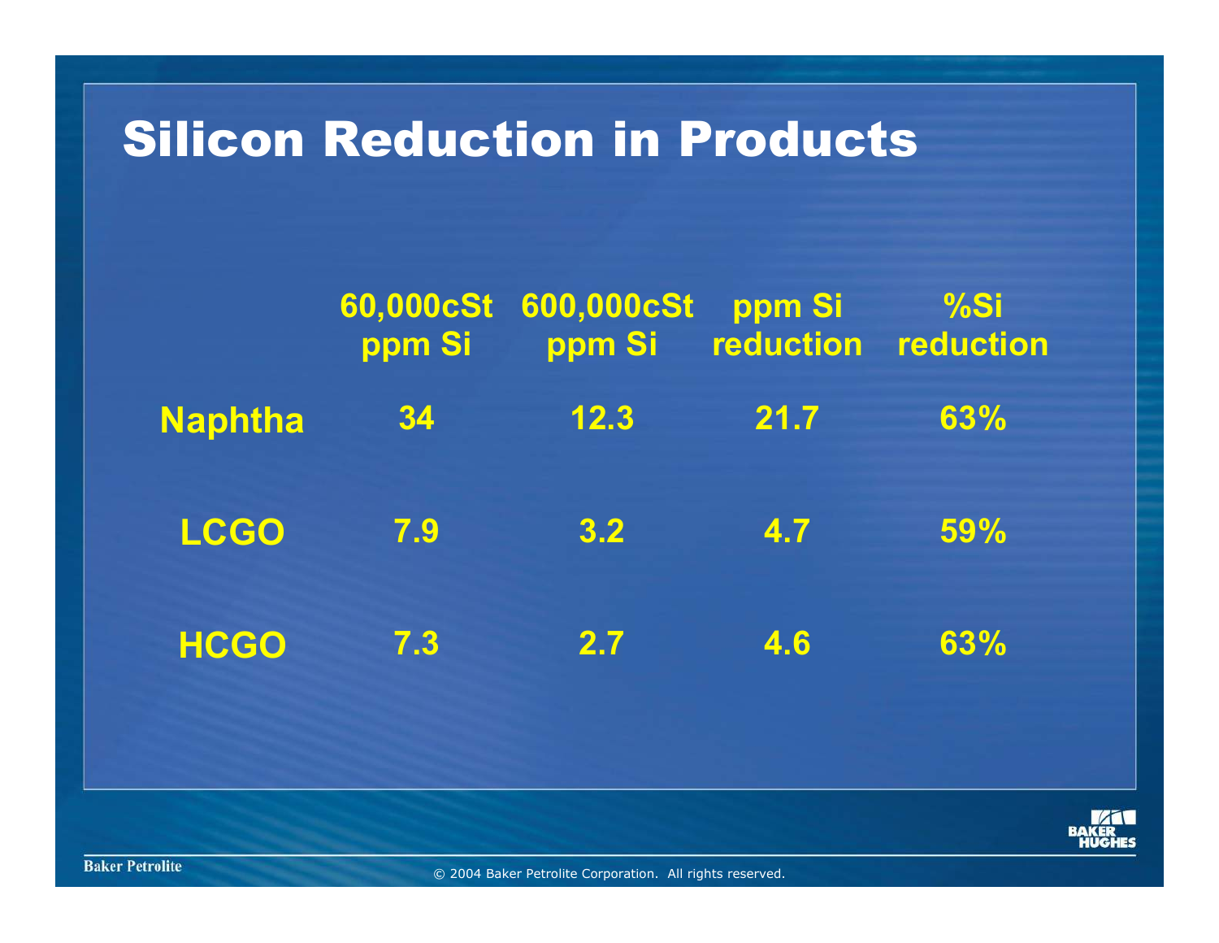# Silicon Reduction in Products

| | 60,000cSt ppm Si | 600,000cSt ppm Si | ppm Si reduction | %Si reduction |
|---|---|---|---|---|
| Naphtha | 34 | 12.3 | 21.7 | 63% |
| LCGO | 7.9 | 3.2 | 4.7 | 59% |
| HCGO | 7.3 | 2.7 | 4.6 | 63% |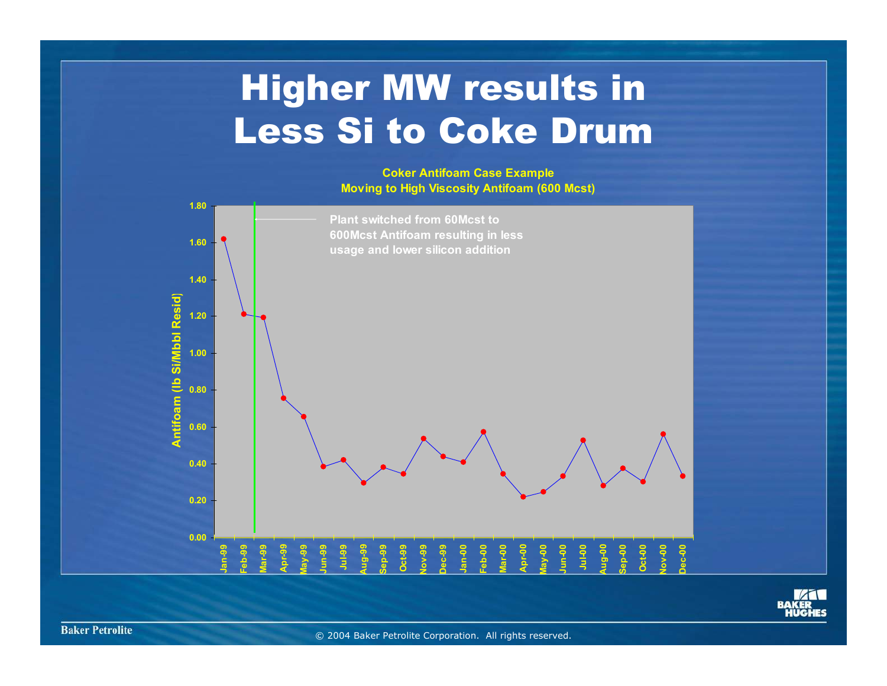# Higher MW results in Less Si to Coke Drum

**Coker Antifoam Case Example**
**Moving to High Viscosity Antifoam (600 Mcst)**

Plant switched from 60Mcst to 600Mcst Antifoam resulting in less usage and lower silicon addition

Antifoam (lb Si/Mbbl Resid)

0.00, 0.20, 0.40, 0.60, 0.80, 1.00, 1.20, 1.40, 1.60, 1.80

Jan-99, Feb-99, Mar-99, Apr-99, May-99, Jun-99, Jul-99, Aug-99, Sep-99, Oct-99, Nov-99, Dec-99, Jan-00, Feb-00, Mar-00, Apr-00, May-00, Jun-00, Jul-00, Aug-00, Sep-00, Oct-00, Nov-00, Dec-00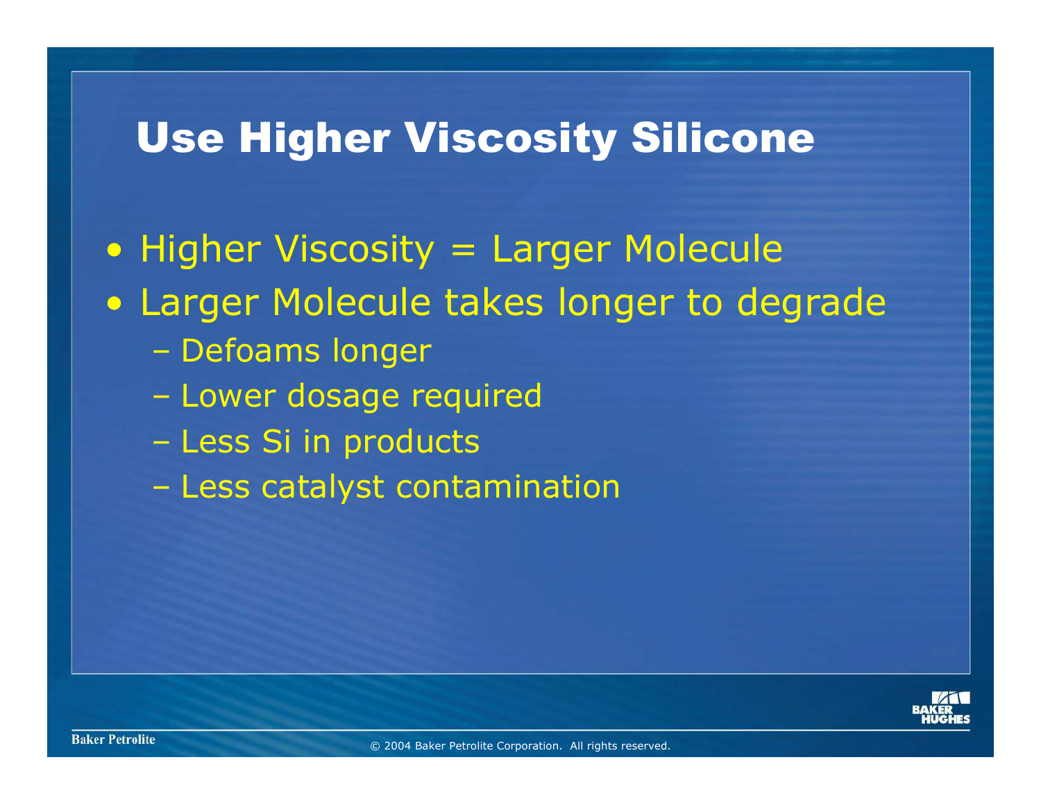# Use Higher Viscosity Silicone

- Higher Viscosity = Larger Molecule
- Larger Molecule takes longer to degrade
  - Defoams longer
  - Lower dosage required
  - Less Si in products
  - Less catalyst contamination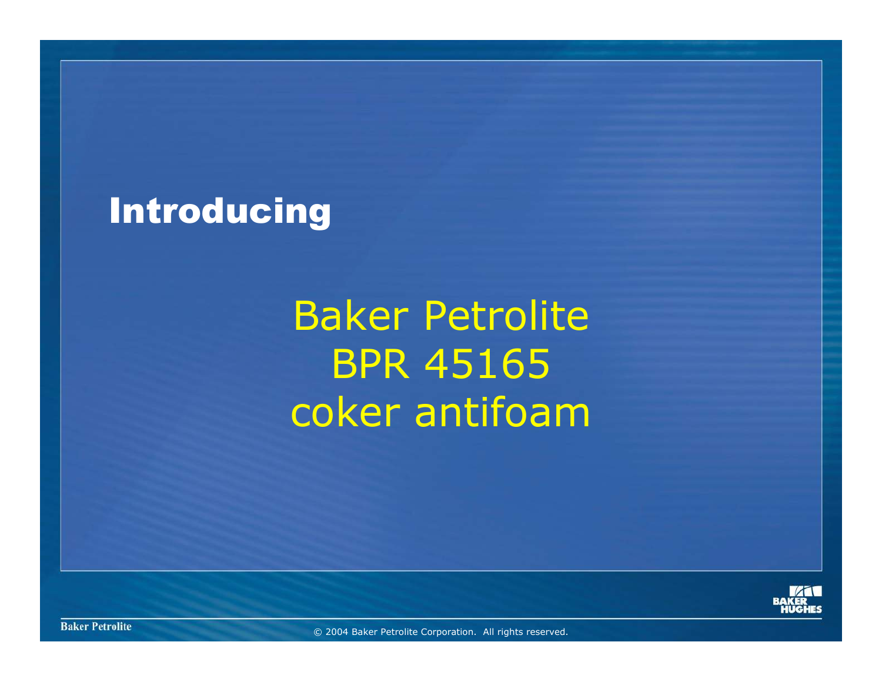# Introducing

## Baker Petrolite
## BPR 45165
## coker antifoam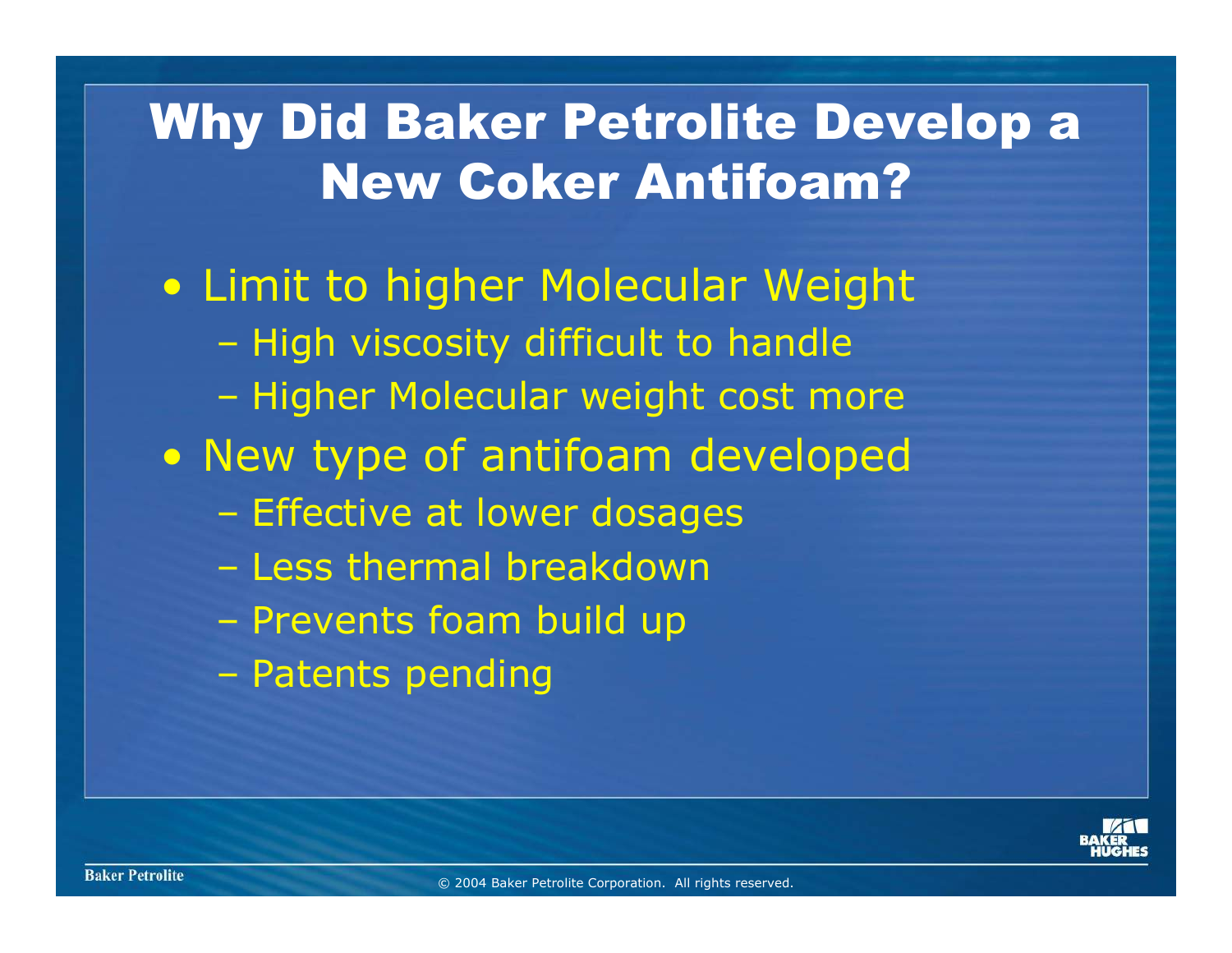# Why Did Baker Petrolite Develop a New Coker Antifoam?

- Limit to higher Molecular Weight
  - High viscosity difficult to handle
  - Higher Molecular weight cost more
- New type of antifoam developed
  - Effective at lower dosages
  - Less thermal breakdown
  - Prevents foam build up
  - Patents pending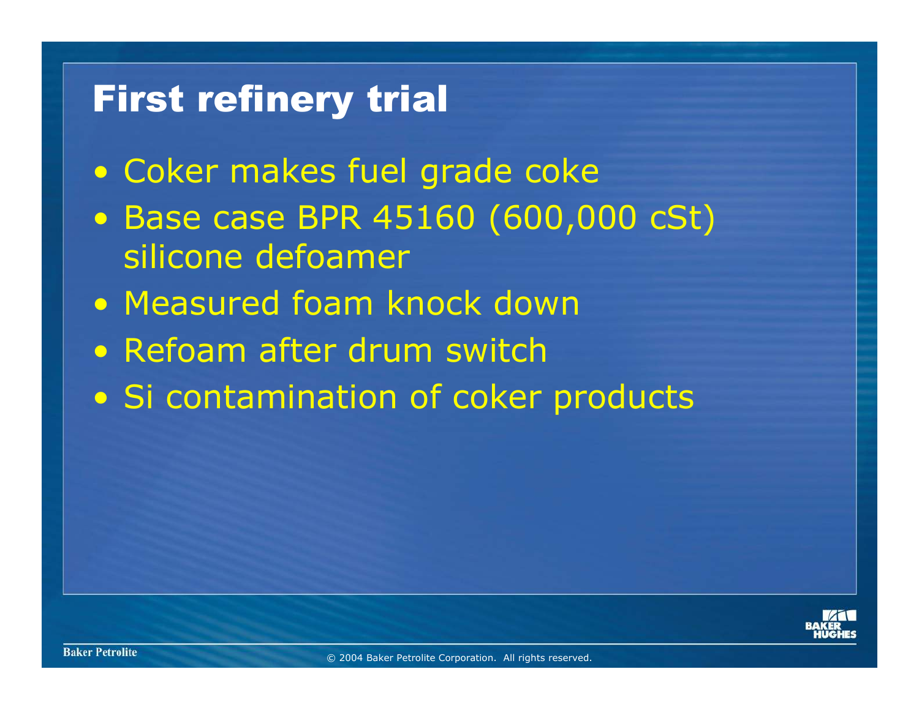# First refinery trial

- Coker makes fuel grade coke
- Base case BPR 45160 (600,000 cSt) silicone defoamer
- Measured foam knock down
- Refoam after drum switch
- Si contamination of coker products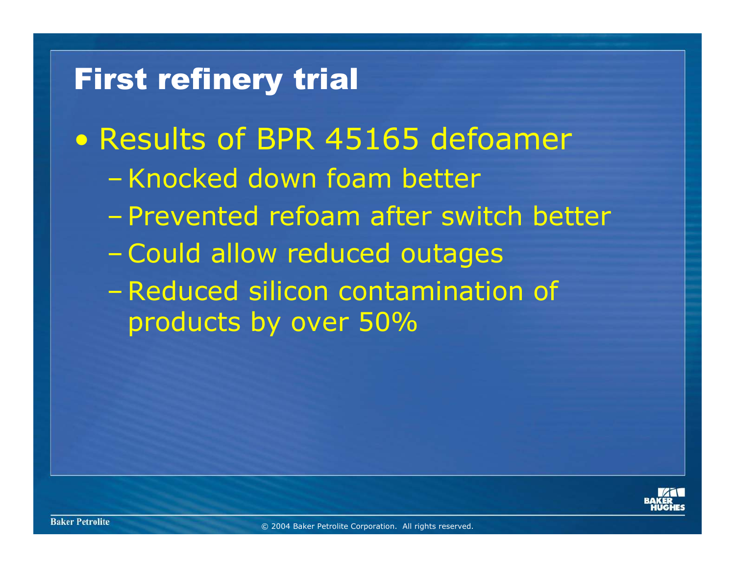# First refinery trial

- Results of BPR 45165 defoamer
  - Knocked down foam better
  - Prevented refoam after switch better
  - Could allow reduced outages
  - Reduced silicon contamination of products by over 50%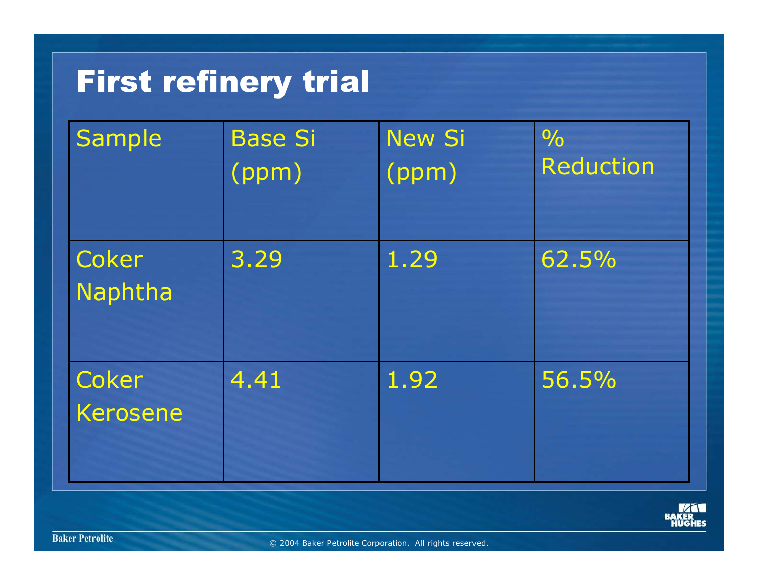# First refinery trial

| Sample | Base Si (ppm) | New Si (ppm) | % Reduction |
|---|---|---|---|
| Coker Naphtha | 3.29 | 1.29 | 62.5% |
| Coker Kerosene | 4.41 | 1.92 | 56.5% |

© 2004 Baker Petrolite Corporation. All rights reserved.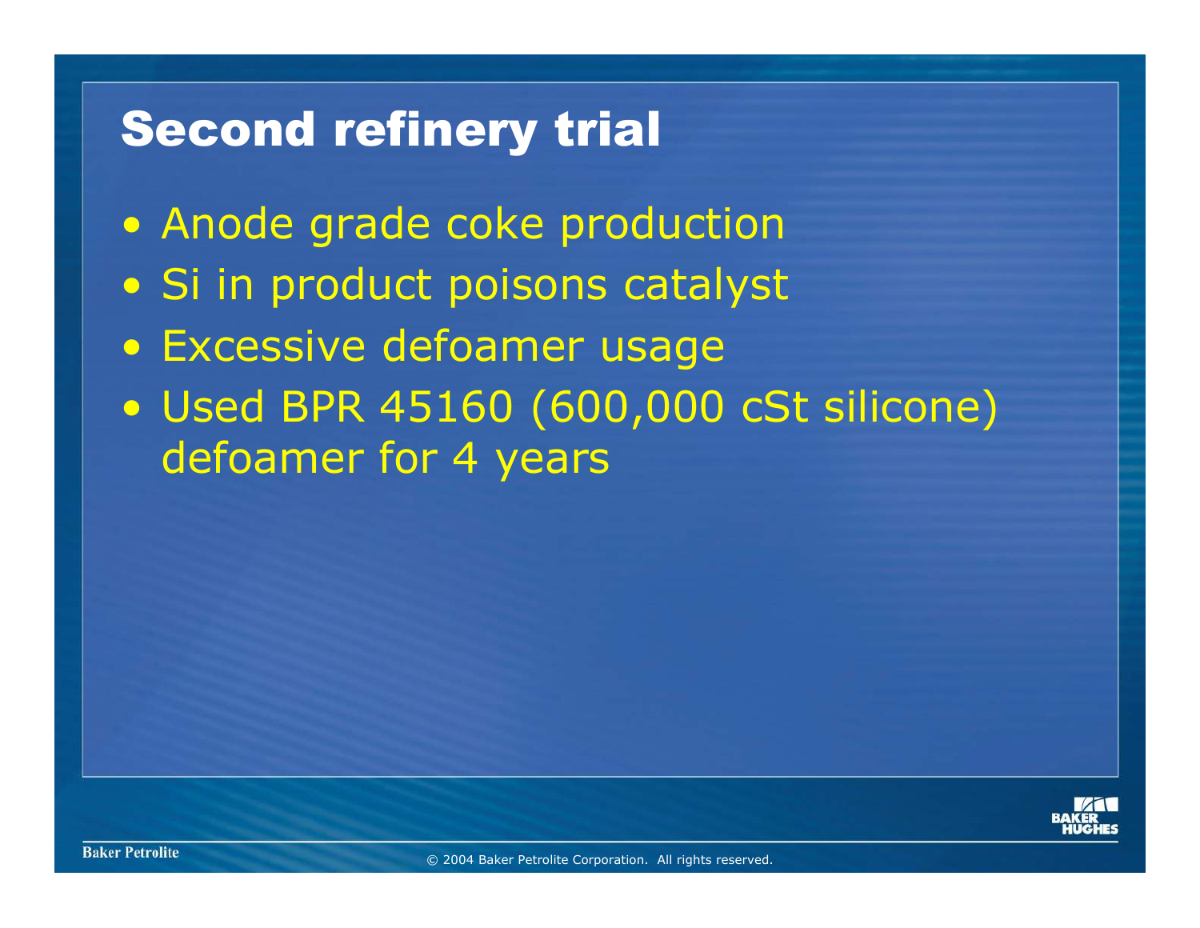# Second refinery trial

- Anode grade coke production
- Si in product poisons catalyst
- Excessive defoamer usage
- Used BPR 45160 (600,000 cSt silicone) defoamer for 4 years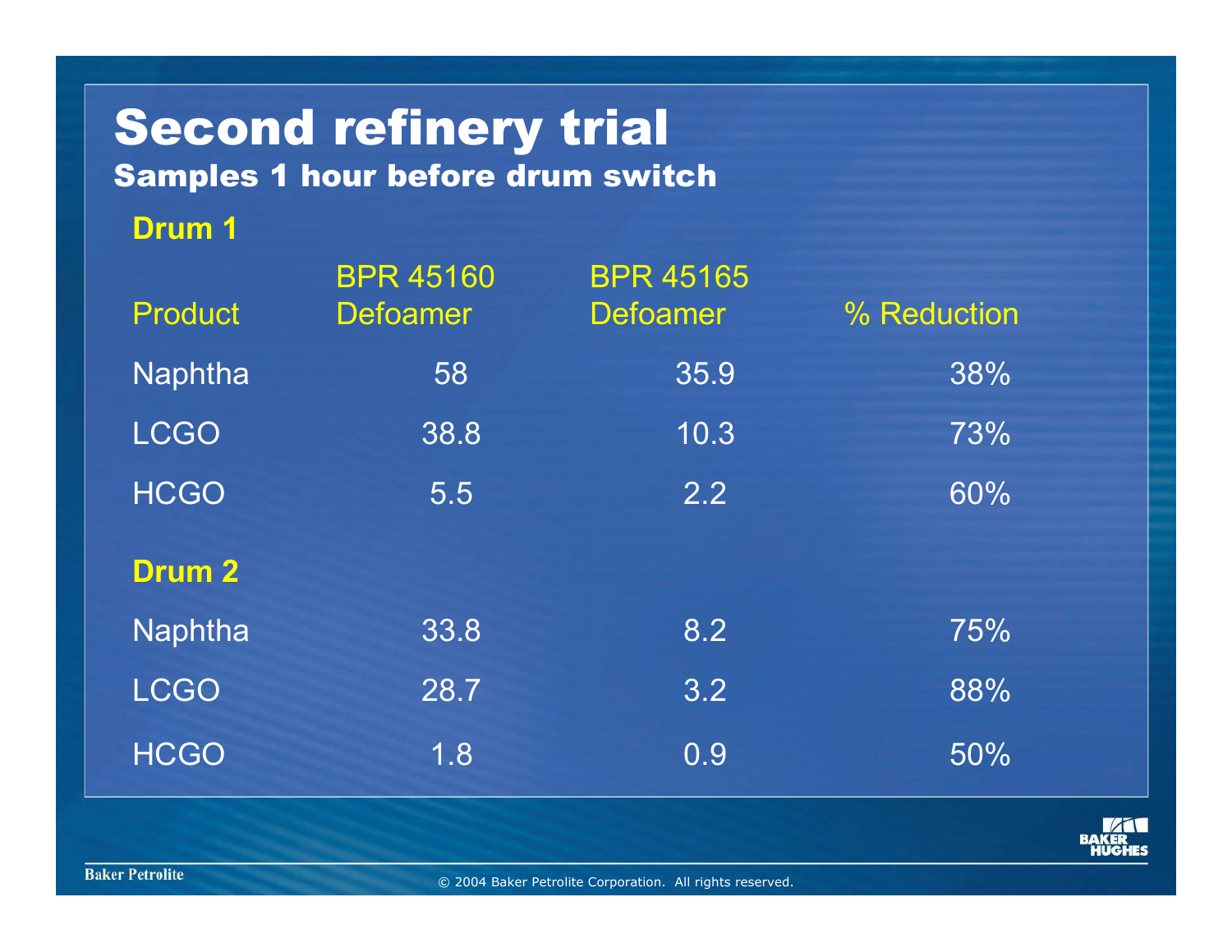# Second refinery trial

## Samples 1 hour before drum switch

**Drum 1**

| Product | BPR 45160 Defoamer | BPR 45165 Defoamer | % Reduction |
|---|---|---|---|
| Naphtha | 58 | 35.9 | 38% |
| LCGO | 38.8 | 10.3 | 73% |
| HCGO | 5.5 | 2.2 | 60% |
| **Drum 2** | | | |
| Naphtha | 33.8 | 8.2 | 75% |
| LCGO | 28.7 | 3.2 | 88% |
| HCGO | 1.8 | 0.9 | 50% |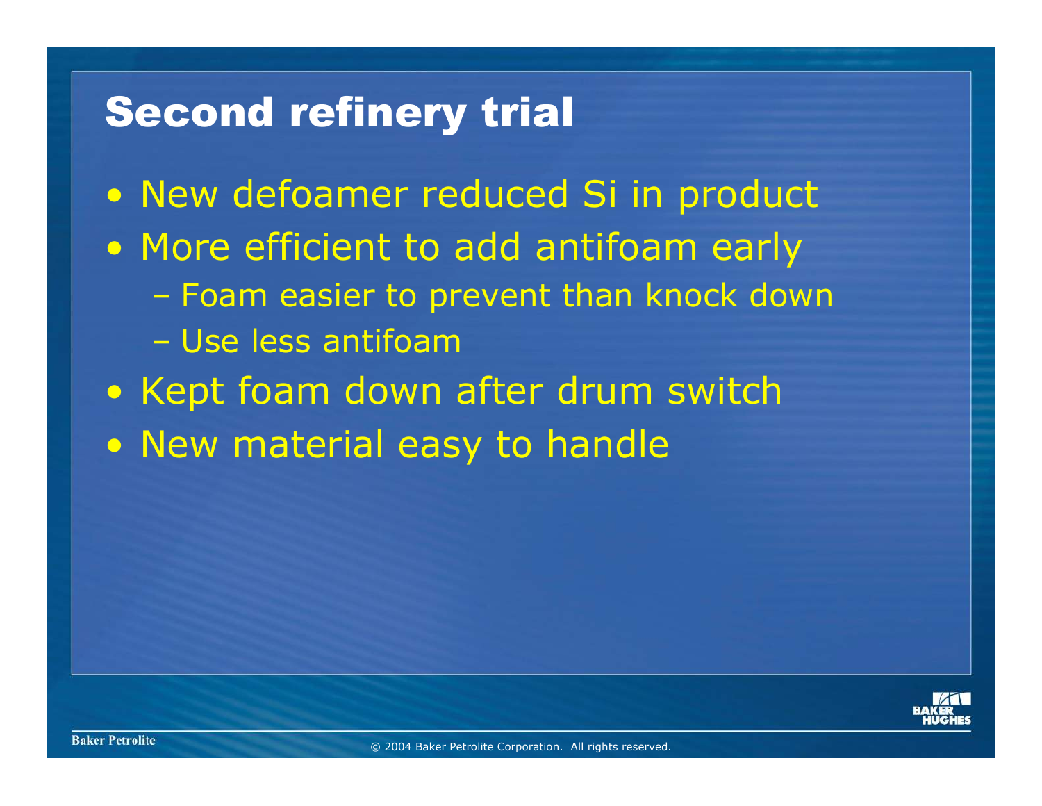# Second refinery trial

- New defoamer reduced Si in product
- More efficient to add antifoam early
  - Foam easier to prevent than knock down
  - Use less antifoam
- Kept foam down after drum switch
- New material easy to handle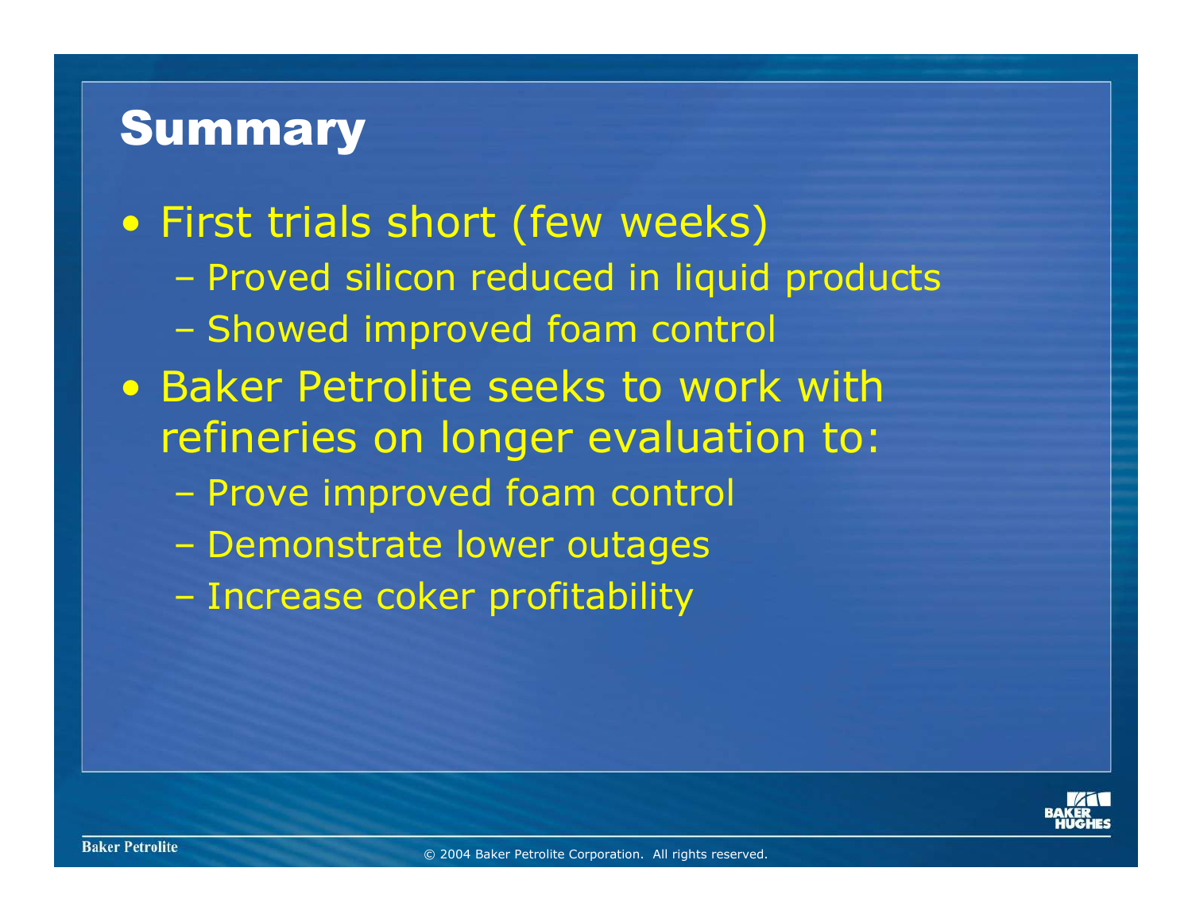# Summary

- First trials short (few weeks)
  - Proved silicon reduced in liquid products
  - Showed improved foam control
- Baker Petrolite seeks to work with refineries on longer evaluation to:
  - Prove improved foam control
  - Demonstrate lower outages
  - Increase coker profitability